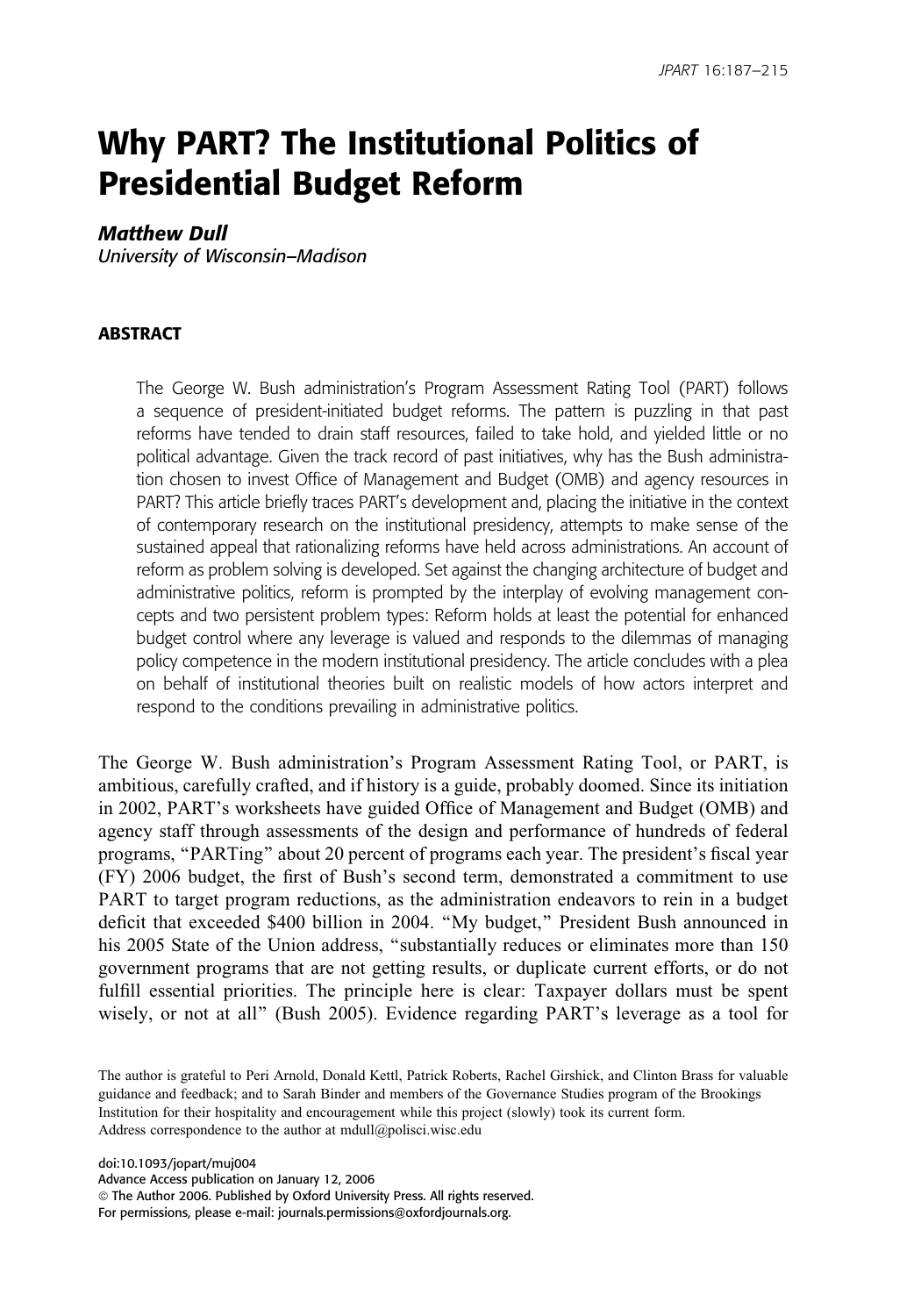# Why PART? The Institutional Politics of Presidential Budget Reform

***Matthew Dull***
*University of Wisconsin–Madison*

## ABSTRACT

The George W. Bush administration's Program Assessment Rating Tool (PART) follows a sequence of president-initiated budget reforms. The pattern is puzzling in that past reforms have tended to drain staff resources, failed to take hold, and yielded little or no political advantage. Given the track record of past initiatives, why has the Bush administration chosen to invest Office of Management and Budget (OMB) and agency resources in PART? This article briefly traces PART's development and, placing the initiative in the context of contemporary research on the institutional presidency, attempts to make sense of the sustained appeal that rationalizing reforms have held across administrations. An account of reform as problem solving is developed. Set against the changing architecture of budget and administrative politics, reform is prompted by the interplay of evolving management concepts and two persistent problem types: Reform holds at least the potential for enhanced budget control where any leverage is valued and responds to the dilemmas of managing policy competence in the modern institutional presidency. The article concludes with a plea on behalf of institutional theories built on realistic models of how actors interpret and respond to the conditions prevailing in administrative politics.

The George W. Bush administration's Program Assessment Rating Tool, or PART, is ambitious, carefully crafted, and if history is a guide, probably doomed. Since its initiation in 2002, PART's worksheets have guided Office of Management and Budget (OMB) and agency staff through assessments of the design and performance of hundreds of federal programs, "PARTing" about 20 percent of programs each year. The president's fiscal year (FY) 2006 budget, the first of Bush's second term, demonstrated a commitment to use PART to target program reductions, as the administration endeavors to rein in a budget deficit that exceeded $400 billion in 2004. "My budget," President Bush announced in his 2005 State of the Union address, "substantially reduces or eliminates more than 150 government programs that are not getting results, or duplicate current efforts, or do not fulfill essential priorities. The principle here is clear: Taxpayer dollars must be spent wisely, or not at all" (Bush 2005). Evidence regarding PART's leverage as a tool for

The author is grateful to Peri Arnold, Donald Kettl, Patrick Roberts, Rachel Girshick, and Clinton Brass for valuable guidance and feedback; and to Sarah Binder and members of the Governance Studies program of the Brookings Institution for their hospitality and encouragement while this project (slowly) took its current form.
Address correspondence to the author at mdull@polisci.wisc.edu

doi:10.1093/jopart/muj004
Advance Access publication on January 12, 2006
© The Author 2006. Published by Oxford University Press. All rights reserved.
For permissions, please e-mail: journals.permissions@oxfordjournals.org.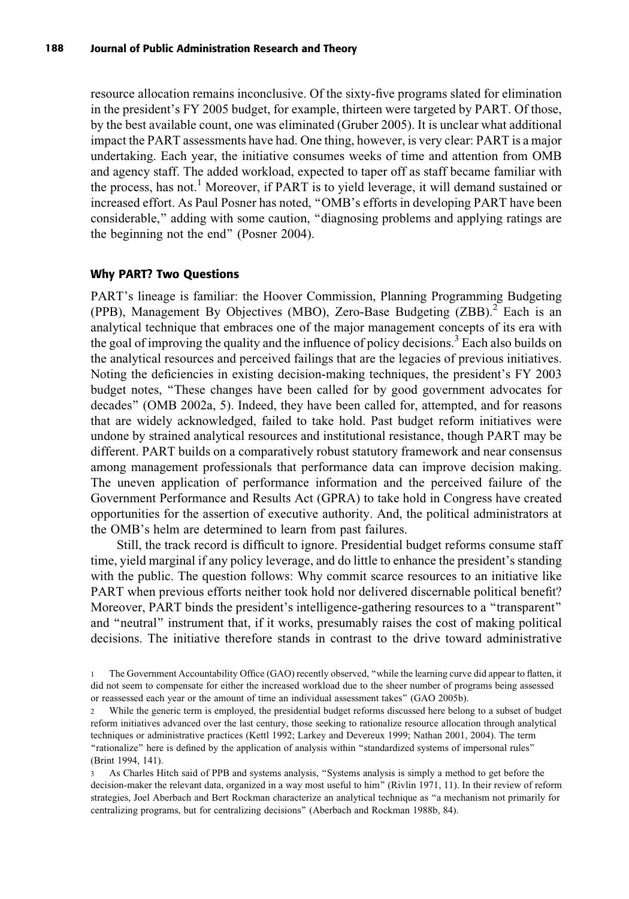resource allocation remains inconclusive. Of the sixty-five programs slated for elimination in the president's FY 2005 budget, for example, thirteen were targeted by PART. Of those, by the best available count, one was eliminated (Gruber 2005). It is unclear what additional impact the PART assessments have had. One thing, however, is very clear: PART is a major undertaking. Each year, the initiative consumes weeks of time and attention from OMB and agency staff. The added workload, expected to taper off as staff became familiar with the process, has not.[1] Moreover, if PART is to yield leverage, it will demand sustained or increased effort. As Paul Posner has noted, "OMB's efforts in developing PART have been considerable," adding with some caution, "diagnosing problems and applying ratings are the beginning not the end" (Posner 2004).

### Why PART? Two Questions

PART's lineage is familiar: the Hoover Commission, Planning Programming Budgeting (PPB), Management By Objectives (MBO), Zero-Base Budgeting (ZBB).[2] Each is an analytical technique that embraces one of the major management concepts of its era with the goal of improving the quality and the influence of policy decisions.[3] Each also builds on the analytical resources and perceived failings that are the legacies of previous initiatives. Noting the deficiencies in existing decision-making techniques, the president's FY 2003 budget notes, "These changes have been called for by good government advocates for decades" (OMB 2002a, 5). Indeed, they have been called for, attempted, and for reasons that are widely acknowledged, failed to take hold. Past budget reform initiatives were undone by strained analytical resources and institutional resistance, though PART may be different. PART builds on a comparatively robust statutory framework and near consensus among management professionals that performance data can improve decision making. The uneven application of performance information and the perceived failure of the Government Performance and Results Act (GPRA) to take hold in Congress have created opportunities for the assertion of executive authority. And, the political administrators at the OMB's helm are determined to learn from past failures.

Still, the track record is difficult to ignore. Presidential budget reforms consume staff time, yield marginal if any policy leverage, and do little to enhance the president's standing with the public. The question follows: Why commit scarce resources to an initiative like PART when previous efforts neither took hold nor delivered discernable political benefit? Moreover, PART binds the president's intelligence-gathering resources to a "transparent" and "neutral" instrument that, if it works, presumably raises the cost of making political decisions. The initiative therefore stands in contrast to the drive toward administrative

---

1 The Government Accountability Office (GAO) recently observed, "while the learning curve did appear to flatten, it did not seem to compensate for either the increased workload due to the sheer number of programs being assessed or reassessed each year or the amount of time an individual assessment takes" (GAO 2005b).

2 While the generic term is employed, the presidential budget reforms discussed here belong to a subset of budget reform initiatives advanced over the last century, those seeking to rationalize resource allocation through analytical techniques or administrative practices (Kettl 1992; Larkey and Devereux 1999; Nathan 2001, 2004). The term "rationalize" here is defined by the application of analysis within "standardized systems of impersonal rules" (Brint 1994, 141).

3 As Charles Hitch said of PPB and systems analysis, "Systems analysis is simply a method to get before the decision-maker the relevant data, organized in a way most useful to him" (Rivlin 1971, 11). In their review of reform strategies, Joel Aberbach and Bert Rockman characterize an analytical technique as "a mechanism not primarily for centralizing programs, but for centralizing decisions" (Aberbach and Rockman 1988b, 84).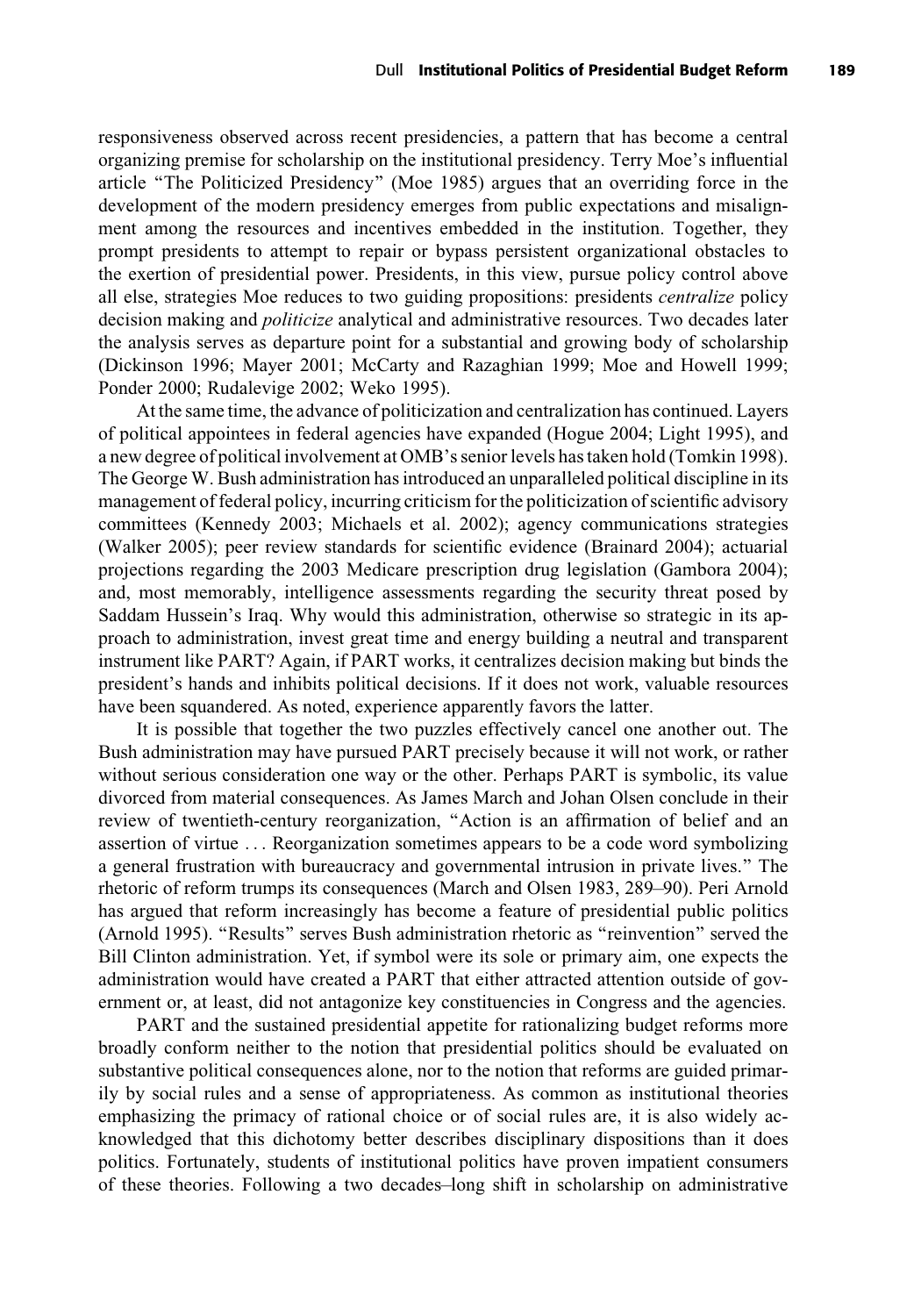responsiveness observed across recent presidencies, a pattern that has become a central organizing premise for scholarship on the institutional presidency. Terry Moe's influential article "The Politicized Presidency" (Moe 1985) argues that an overriding force in the development of the modern presidency emerges from public expectations and misalignment among the resources and incentives embedded in the institution. Together, they prompt presidents to attempt to repair or bypass persistent organizational obstacles to the exertion of presidential power. Presidents, in this view, pursue policy control above all else, strategies Moe reduces to two guiding propositions: presidents *centralize* policy decision making and *politicize* analytical and administrative resources. Two decades later the analysis serves as departure point for a substantial and growing body of scholarship (Dickinson 1996; Mayer 2001; McCarty and Razaghian 1999; Moe and Howell 1999; Ponder 2000; Rudalevige 2002; Weko 1995).

At the same time, the advance of politicization and centralization has continued. Layers of political appointees in federal agencies have expanded (Hogue 2004; Light 1995), and a new degree of political involvement at OMB's senior levels has taken hold (Tomkin 1998). The George W. Bush administration has introduced an unparalleled political discipline in its management of federal policy, incurring criticism for the politicization of scientific advisory committees (Kennedy 2003; Michaels et al. 2002); agency communications strategies (Walker 2005); peer review standards for scientific evidence (Brainard 2004); actuarial projections regarding the 2003 Medicare prescription drug legislation (Gambora 2004); and, most memorably, intelligence assessments regarding the security threat posed by Saddam Hussein's Iraq. Why would this administration, otherwise so strategic in its approach to administration, invest great time and energy building a neutral and transparent instrument like PART? Again, if PART works, it centralizes decision making but binds the president's hands and inhibits political decisions. If it does not work, valuable resources have been squandered. As noted, experience apparently favors the latter.

It is possible that together the two puzzles effectively cancel one another out. The Bush administration may have pursued PART precisely because it will not work, or rather without serious consideration one way or the other. Perhaps PART is symbolic, its value divorced from material consequences. As James March and Johan Olsen conclude in their review of twentieth-century reorganization, "Action is an affirmation of belief and an assertion of virtue . . . Reorganization sometimes appears to be a code word symbolizing a general frustration with bureaucracy and governmental intrusion in private lives." The rhetoric of reform trumps its consequences (March and Olsen 1983, 289–90). Peri Arnold has argued that reform increasingly has become a feature of presidential public politics (Arnold 1995). "Results" serves Bush administration rhetoric as "reinvention" served the Bill Clinton administration. Yet, if symbol were its sole or primary aim, one expects the administration would have created a PART that either attracted attention outside of government or, at least, did not antagonize key constituencies in Congress and the agencies.

PART and the sustained presidential appetite for rationalizing budget reforms more broadly conform neither to the notion that presidential politics should be evaluated on substantive political consequences alone, nor to the notion that reforms are guided primarily by social rules and a sense of appropriateness. As common as institutional theories emphasizing the primacy of rational choice or of social rules are, it is also widely acknowledged that this dichotomy better describes disciplinary dispositions than it does politics. Fortunately, students of institutional politics have proven impatient consumers of these theories. Following a two decades–long shift in scholarship on administrative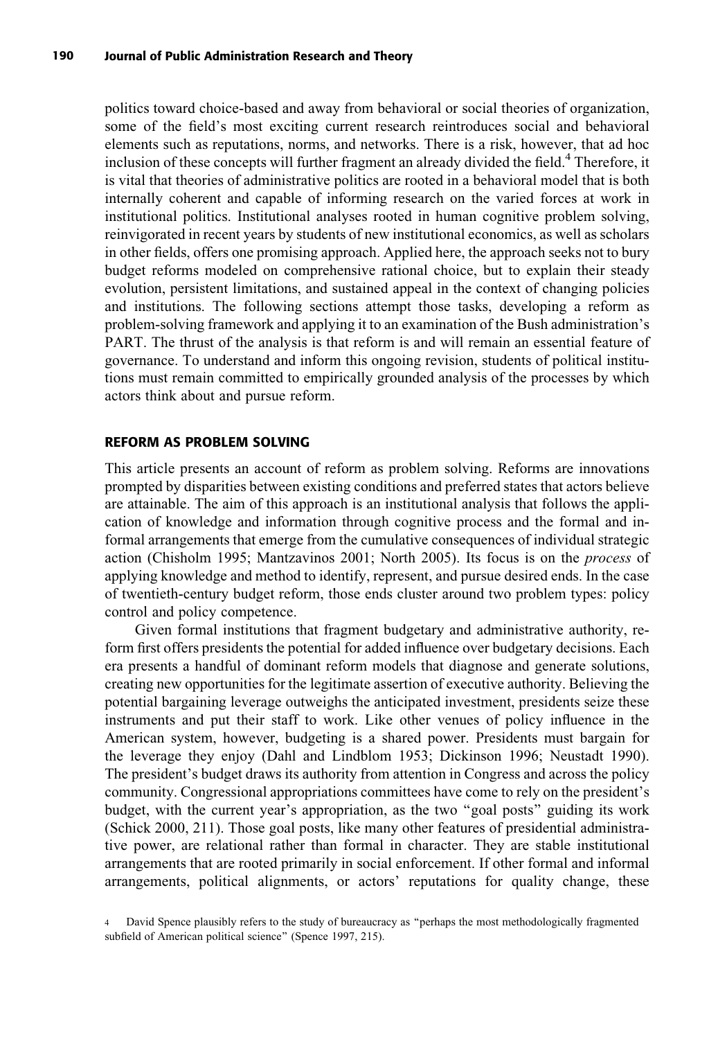politics toward choice-based and away from behavioral or social theories of organization, some of the field's most exciting current research reintroduces social and behavioral elements such as reputations, norms, and networks. There is a risk, however, that ad hoc inclusion of these concepts will further fragment an already divided the field.[4] Therefore, it is vital that theories of administrative politics are rooted in a behavioral model that is both internally coherent and capable of informing research on the varied forces at work in institutional politics. Institutional analyses rooted in human cognitive problem solving, reinvigorated in recent years by students of new institutional economics, as well as scholars in other fields, offers one promising approach. Applied here, the approach seeks not to bury budget reforms modeled on comprehensive rational choice, but to explain their steady evolution, persistent limitations, and sustained appeal in the context of changing policies and institutions. The following sections attempt those tasks, developing a reform as problem-solving framework and applying it to an examination of the Bush administration's PART. The thrust of the analysis is that reform is and will remain an essential feature of governance. To understand and inform this ongoing revision, students of political institutions must remain committed to empirically grounded analysis of the processes by which actors think about and pursue reform.

## REFORM AS PROBLEM SOLVING

This article presents an account of reform as problem solving. Reforms are innovations prompted by disparities between existing conditions and preferred states that actors believe are attainable. The aim of this approach is an institutional analysis that follows the application of knowledge and information through cognitive process and the formal and informal arrangements that emerge from the cumulative consequences of individual strategic action (Chisholm 1995; Mantzavinos 2001; North 2005). Its focus is on the *process* of applying knowledge and method to identify, represent, and pursue desired ends. In the case of twentieth-century budget reform, those ends cluster around two problem types: policy control and policy competence.

Given formal institutions that fragment budgetary and administrative authority, reform first offers presidents the potential for added influence over budgetary decisions. Each era presents a handful of dominant reform models that diagnose and generate solutions, creating new opportunities for the legitimate assertion of executive authority. Believing the potential bargaining leverage outweighs the anticipated investment, presidents seize these instruments and put their staff to work. Like other venues of policy influence in the American system, however, budgeting is a shared power. Presidents must bargain for the leverage they enjoy (Dahl and Lindblom 1953; Dickinson 1996; Neustadt 1990). The president's budget draws its authority from attention in Congress and across the policy community. Congressional appropriations committees have come to rely on the president's budget, with the current year's appropriation, as the two "goal posts" guiding its work (Schick 2000, 211). Those goal posts, like many other features of presidential administrative power, are relational rather than formal in character. They are stable institutional arrangements that are rooted primarily in social enforcement. If other formal and informal arrangements, political alignments, or actors' reputations for quality change, these

[4] David Spence plausibly refers to the study of bureaucracy as "perhaps the most methodologically fragmented subfield of American political science" (Spence 1997, 215).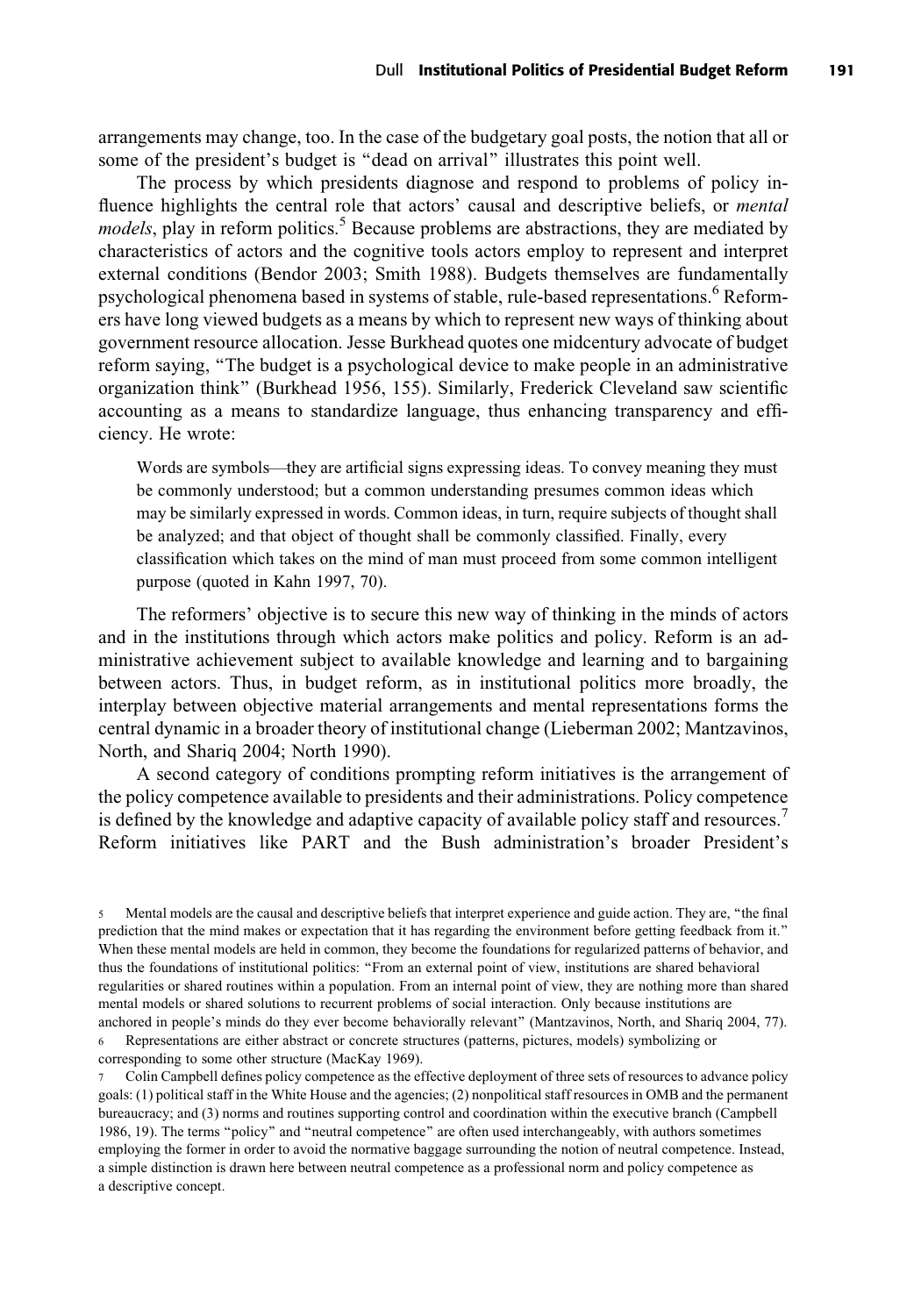arrangements may change, too. In the case of the budgetary goal posts, the notion that all or some of the president's budget is "dead on arrival" illustrates this point well.

The process by which presidents diagnose and respond to problems of policy influence highlights the central role that actors' causal and descriptive beliefs, or *mental models*, play in reform politics.[5] Because problems are abstractions, they are mediated by characteristics of actors and the cognitive tools actors employ to represent and interpret external conditions (Bendor 2003; Smith 1988). Budgets themselves are fundamentally psychological phenomena based in systems of stable, rule-based representations.[6] Reformers have long viewed budgets as a means by which to represent new ways of thinking about government resource allocation. Jesse Burkhead quotes one midcentury advocate of budget reform saying, "The budget is a psychological device to make people in an administrative organization think" (Burkhead 1956, 155). Similarly, Frederick Cleveland saw scientific accounting as a means to standardize language, thus enhancing transparency and efficiency. He wrote:

> Words are symbols—they are artificial signs expressing ideas. To convey meaning they must be commonly understood; but a common understanding presumes common ideas which may be similarly expressed in words. Common ideas, in turn, require subjects of thought shall be analyzed; and that object of thought shall be commonly classified. Finally, every classification which takes on the mind of man must proceed from some common intelligent purpose (quoted in Kahn 1997, 70).

The reformers' objective is to secure this new way of thinking in the minds of actors and in the institutions through which actors make politics and policy. Reform is an administrative achievement subject to available knowledge and learning and to bargaining between actors. Thus, in budget reform, as in institutional politics more broadly, the interplay between objective material arrangements and mental representations forms the central dynamic in a broader theory of institutional change (Lieberman 2002; Mantzavinos, North, and Shariq 2004; North 1990).

A second category of conditions prompting reform initiatives is the arrangement of the policy competence available to presidents and their administrations. Policy competence is defined by the knowledge and adaptive capacity of available policy staff and resources.[7] Reform initiatives like PART and the Bush administration's broader President's

---

[5] Mental models are the causal and descriptive beliefs that interpret experience and guide action. They are, "the final prediction that the mind makes or expectation that it has regarding the environment before getting feedback from it." When these mental models are held in common, they become the foundations for regularized patterns of behavior, and thus the foundations of institutional politics: "From an external point of view, institutions are shared behavioral regularities or shared routines within a population. From an internal point of view, they are nothing more than shared mental models or shared solutions to recurrent problems of social interaction. Only because institutions are anchored in people's minds do they ever become behaviorally relevant" (Mantzavinos, North, and Shariq 2004, 77).

[6] Representations are either abstract or concrete structures (patterns, pictures, models) symbolizing or corresponding to some other structure (MacKay 1969).

[7] Colin Campbell defines policy competence as the effective deployment of three sets of resources to advance policy goals: (1) political staff in the White House and the agencies; (2) nonpolitical staff resources in OMB and the permanent bureaucracy; and (3) norms and routines supporting control and coordination within the executive branch (Campbell 1986, 19). The terms "policy" and "neutral competence" are often used interchangeably, with authors sometimes employing the former in order to avoid the normative baggage surrounding the notion of neutral competence. Instead, a simple distinction is drawn here between neutral competence as a professional norm and policy competence as a descriptive concept.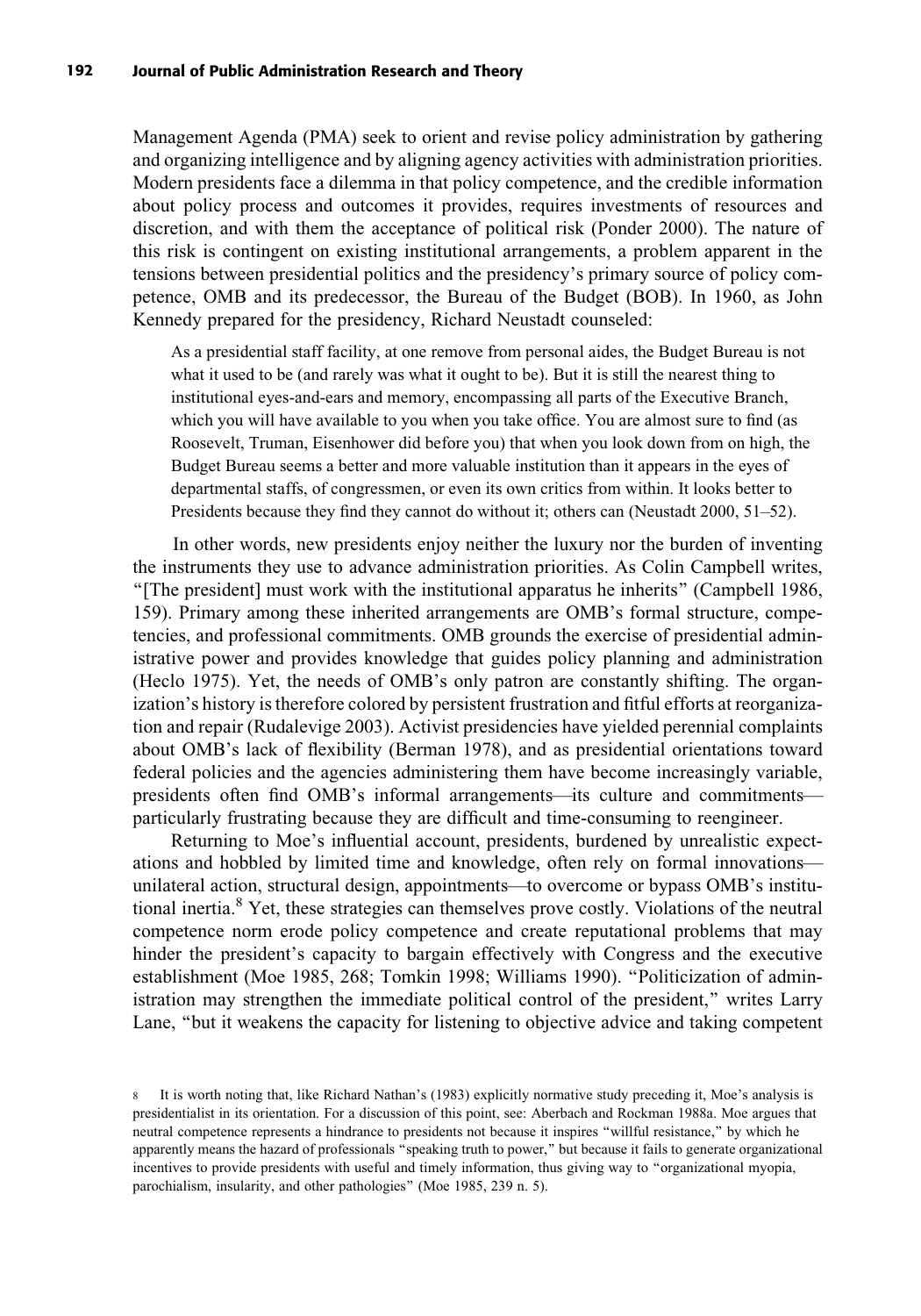Management Agenda (PMA) seek to orient and revise policy administration by gathering and organizing intelligence and by aligning agency activities with administration priorities. Modern presidents face a dilemma in that policy competence, and the credible information about policy process and outcomes it provides, requires investments of resources and discretion, and with them the acceptance of political risk (Ponder 2000). The nature of this risk is contingent on existing institutional arrangements, a problem apparent in the tensions between presidential politics and the presidency's primary source of policy competence, OMB and its predecessor, the Bureau of the Budget (BOB). In 1960, as John Kennedy prepared for the presidency, Richard Neustadt counseled:

> As a presidential staff facility, at one remove from personal aides, the Budget Bureau is not what it used to be (and rarely was what it ought to be). But it is still the nearest thing to institutional eyes-and-ears and memory, encompassing all parts of the Executive Branch, which you will have available to you when you take office. You are almost sure to find (as Roosevelt, Truman, Eisenhower did before you) that when you look down from on high, the Budget Bureau seems a better and more valuable institution than it appears in the eyes of departmental staffs, of congressmen, or even its own critics from within. It looks better to Presidents because they find they cannot do without it; others can (Neustadt 2000, 51–52).

In other words, new presidents enjoy neither the luxury nor the burden of inventing the instruments they use to advance administration priorities. As Colin Campbell writes, "[The president] must work with the institutional apparatus he inherits" (Campbell 1986, 159). Primary among these inherited arrangements are OMB's formal structure, competencies, and professional commitments. OMB grounds the exercise of presidential administrative power and provides knowledge that guides policy planning and administration (Heclo 1975). Yet, the needs of OMB's only patron are constantly shifting. The organization's history is therefore colored by persistent frustration and fitful efforts at reorganization and repair (Rudalevige 2003). Activist presidencies have yielded perennial complaints about OMB's lack of flexibility (Berman 1978), and as presidential orientations toward federal policies and the agencies administering them have become increasingly variable, presidents often find OMB's informal arrangements—its culture and commitments—particularly frustrating because they are difficult and time-consuming to reengineer.

Returning to Moe's influential account, presidents, burdened by unrealistic expectations and hobbled by limited time and knowledge, often rely on formal innovations—unilateral action, structural design, appointments—to overcome or bypass OMB's institutional inertia.[8] Yet, these strategies can themselves prove costly. Violations of the neutral competence norm erode policy competence and create reputational problems that may hinder the president's capacity to bargain effectively with Congress and the executive establishment (Moe 1985, 268; Tomkin 1998; Williams 1990). "Politicization of administration may strengthen the immediate political control of the president," writes Larry Lane, "but it weakens the capacity for listening to objective advice and taking competent

[8] It is worth noting that, like Richard Nathan's (1983) explicitly normative study preceding it, Moe's analysis is presidentialist in its orientation. For a discussion of this point, see: Aberbach and Rockman 1988a. Moe argues that neutral competence represents a hindrance to presidents not because it inspires "willful resistance," by which he apparently means the hazard of professionals "speaking truth to power," but because it fails to generate organizational incentives to provide presidents with useful and timely information, thus giving way to "organizational myopia, parochialism, insularity, and other pathologies" (Moe 1985, 239 n. 5).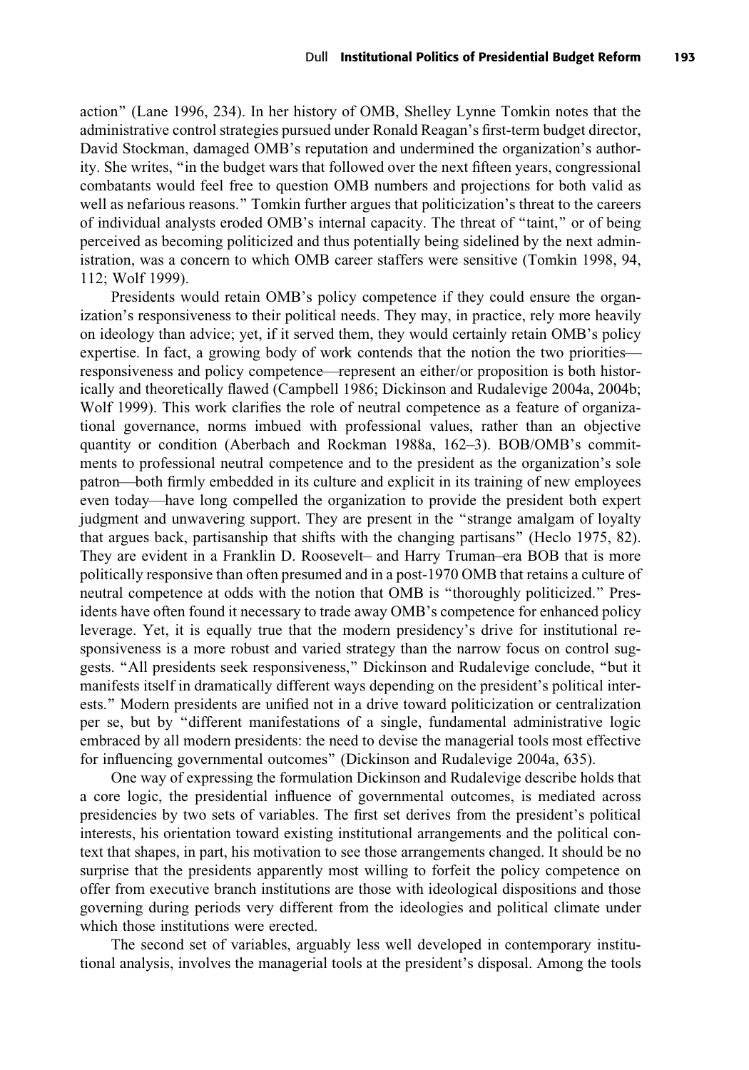action" (Lane 1996, 234). In her history of OMB, Shelley Lynne Tomkin notes that the administrative control strategies pursued under Ronald Reagan's first-term budget director, David Stockman, damaged OMB's reputation and undermined the organization's authority. She writes, "in the budget wars that followed over the next fifteen years, congressional combatants would feel free to question OMB numbers and projections for both valid as well as nefarious reasons." Tomkin further argues that politicization's threat to the careers of individual analysts eroded OMB's internal capacity. The threat of "taint," or of being perceived as becoming politicized and thus potentially being sidelined by the next administration, was a concern to which OMB career staffers were sensitive (Tomkin 1998, 94, 112; Wolf 1999).

Presidents would retain OMB's policy competence if they could ensure the organization's responsiveness to their political needs. They may, in practice, rely more heavily on ideology than advice; yet, if it served them, they would certainly retain OMB's policy expertise. In fact, a growing body of work contends that the notion the two priorities—responsiveness and policy competence—represent an either/or proposition is both historically and theoretically flawed (Campbell 1986; Dickinson and Rudalevige 2004a, 2004b; Wolf 1999). This work clarifies the role of neutral competence as a feature of organizational governance, norms imbued with professional values, rather than an objective quantity or condition (Aberbach and Rockman 1988a, 162–3). BOB/OMB's commitments to professional neutral competence and to the president as the organization's sole patron—both firmly embedded in its culture and explicit in its training of new employees even today—have long compelled the organization to provide the president both expert judgment and unwavering support. They are present in the "strange amalgam of loyalty that argues back, partisanship that shifts with the changing partisans" (Heclo 1975, 82). They are evident in a Franklin D. Roosevelt– and Harry Truman–era BOB that is more politically responsive than often presumed and in a post-1970 OMB that retains a culture of neutral competence at odds with the notion that OMB is "thoroughly politicized." Presidents have often found it necessary to trade away OMB's competence for enhanced policy leverage. Yet, it is equally true that the modern presidency's drive for institutional responsiveness is a more robust and varied strategy than the narrow focus on control suggests. "All presidents seek responsiveness," Dickinson and Rudalevige conclude, "but it manifests itself in dramatically different ways depending on the president's political interests." Modern presidents are unified not in a drive toward politicization or centralization per se, but by "different manifestations of a single, fundamental administrative logic embraced by all modern presidents: the need to devise the managerial tools most effective for influencing governmental outcomes" (Dickinson and Rudalevige 2004a, 635).

One way of expressing the formulation Dickinson and Rudalevige describe holds that a core logic, the presidential influence of governmental outcomes, is mediated across presidencies by two sets of variables. The first set derives from the president's political interests, his orientation toward existing institutional arrangements and the political context that shapes, in part, his motivation to see those arrangements changed. It should be no surprise that the presidents apparently most willing to forfeit the policy competence on offer from executive branch institutions are those with ideological dispositions and those governing during periods very different from the ideologies and political climate under which those institutions were erected.

The second set of variables, arguably less well developed in contemporary institutional analysis, involves the managerial tools at the president's disposal. Among the tools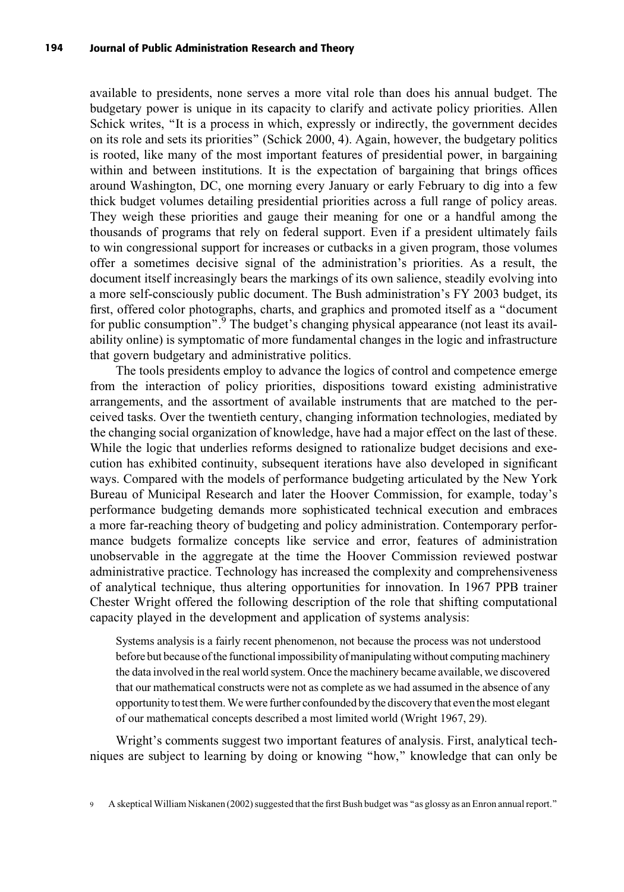available to presidents, none serves a more vital role than does his annual budget. The budgetary power is unique in its capacity to clarify and activate policy priorities. Allen Schick writes, "It is a process in which, expressly or indirectly, the government decides on its role and sets its priorities" (Schick 2000, 4). Again, however, the budgetary politics is rooted, like many of the most important features of presidential power, in bargaining within and between institutions. It is the expectation of bargaining that brings offices around Washington, DC, one morning every January or early February to dig into a few thick budget volumes detailing presidential priorities across a full range of policy areas. They weigh these priorities and gauge their meaning for one or a handful among the thousands of programs that rely on federal support. Even if a president ultimately fails to win congressional support for increases or cutbacks in a given program, those volumes offer a sometimes decisive signal of the administration's priorities. As a result, the document itself increasingly bears the markings of its own salience, steadily evolving into a more self-consciously public document. The Bush administration's FY 2003 budget, its first, offered color photographs, charts, and graphics and promoted itself as a "document for public consumption".[9] The budget's changing physical appearance (not least its availability online) is symptomatic of more fundamental changes in the logic and infrastructure that govern budgetary and administrative politics.

The tools presidents employ to advance the logics of control and competence emerge from the interaction of policy priorities, dispositions toward existing administrative arrangements, and the assortment of available instruments that are matched to the perceived tasks. Over the twentieth century, changing information technologies, mediated by the changing social organization of knowledge, have had a major effect on the last of these. While the logic that underlies reforms designed to rationalize budget decisions and execution has exhibited continuity, subsequent iterations have also developed in significant ways. Compared with the models of performance budgeting articulated by the New York Bureau of Municipal Research and later the Hoover Commission, for example, today's performance budgeting demands more sophisticated technical execution and embraces a more far-reaching theory of budgeting and policy administration. Contemporary performance budgets formalize concepts like service and error, features of administration unobservable in the aggregate at the time the Hoover Commission reviewed postwar administrative practice. Technology has increased the complexity and comprehensiveness of analytical technique, thus altering opportunities for innovation. In 1967 PPB trainer Chester Wright offered the following description of the role that shifting computational capacity played in the development and application of systems analysis:

> Systems analysis is a fairly recent phenomenon, not because the process was not understood before but because of the functional impossibility of manipulating without computing machinery the data involved in the real world system. Once the machinery became available, we discovered that our mathematical constructs were not as complete as we had assumed in the absence of any opportunity to test them. We were further confounded by the discovery that even the most elegant of our mathematical concepts described a most limited world (Wright 1967, 29).

Wright's comments suggest two important features of analysis. First, analytical techniques are subject to learning by doing or knowing "how," knowledge that can only be

[9] A skeptical William Niskanen (2002) suggested that the first Bush budget was "as glossy as an Enron annual report."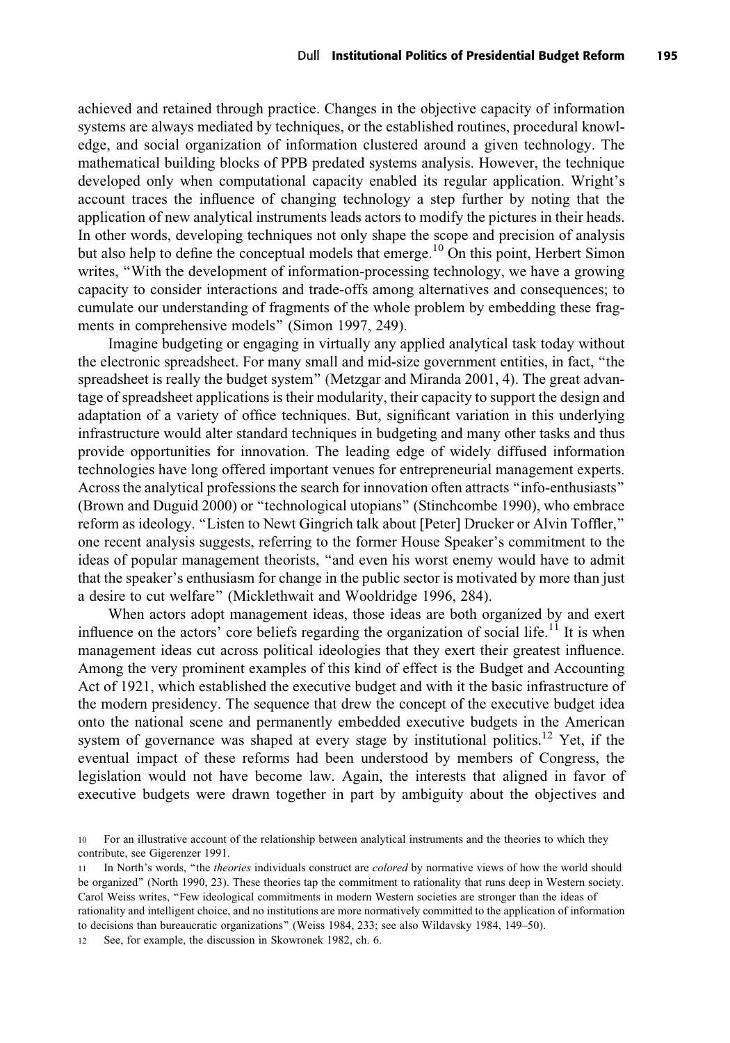achieved and retained through practice. Changes in the objective capacity of information systems are always mediated by techniques, or the established routines, procedural knowledge, and social organization of information clustered around a given technology. The mathematical building blocks of PPB predated systems analysis. However, the technique developed only when computational capacity enabled its regular application. Wright's account traces the influence of changing technology a step further by noting that the application of new analytical instruments leads actors to modify the pictures in their heads. In other words, developing techniques not only shape the scope and precision of analysis but also help to define the conceptual models that emerge.[10] On this point, Herbert Simon writes, "With the development of information-processing technology, we have a growing capacity to consider interactions and trade-offs among alternatives and consequences; to cumulate our understanding of fragments of the whole problem by embedding these fragments in comprehensive models" (Simon 1997, 249).

Imagine budgeting or engaging in virtually any applied analytical task today without the electronic spreadsheet. For many small and mid-size government entities, in fact, "the spreadsheet is really the budget system" (Metzgar and Miranda 2001, 4). The great advantage of spreadsheet applications is their modularity, their capacity to support the design and adaptation of a variety of office techniques. But, significant variation in this underlying infrastructure would alter standard techniques in budgeting and many other tasks and thus provide opportunities for innovation. The leading edge of widely diffused information technologies have long offered important venues for entrepreneurial management experts. Across the analytical professions the search for innovation often attracts "info-enthusiasts" (Brown and Duguid 2000) or "technological utopians" (Stinchcombe 1990), who embrace reform as ideology. "Listen to Newt Gingrich talk about [Peter] Drucker or Alvin Toffler," one recent analysis suggests, referring to the former House Speaker's commitment to the ideas of popular management theorists, "and even his worst enemy would have to admit that the speaker's enthusiasm for change in the public sector is motivated by more than just a desire to cut welfare" (Micklethwait and Wooldridge 1996, 284).

When actors adopt management ideas, those ideas are both organized by and exert influence on the actors' core beliefs regarding the organization of social life.[11] It is when management ideas cut across political ideologies that they exert their greatest influence. Among the very prominent examples of this kind of effect is the Budget and Accounting Act of 1921, which established the executive budget and with it the basic infrastructure of the modern presidency. The sequence that drew the concept of the executive budget idea onto the national scene and permanently embedded executive budgets in the American system of governance was shaped at every stage by institutional politics.[12] Yet, if the eventual impact of these reforms had been understood by members of Congress, the legislation would not have become law. Again, the interests that aligned in favor of executive budgets were drawn together in part by ambiguity about the objectives and

[10] For an illustrative account of the relationship between analytical instruments and the theories to which they contribute, see Gigerenzer 1991.

[11] In North's words, "the *theories* individuals construct are *colored* by normative views of how the world should be organized" (North 1990, 23). These theories tap the commitment to rationality that runs deep in Western society. Carol Weiss writes, "Few ideological commitments in modern Western societies are stronger than the ideas of rationality and intelligent choice, and no institutions are more normatively committed to the application of information to decisions than bureaucratic organizations" (Weiss 1984, 233; see also Wildavsky 1984, 149–50).

[12] See, for example, the discussion in Skowronek 1982, ch. 6.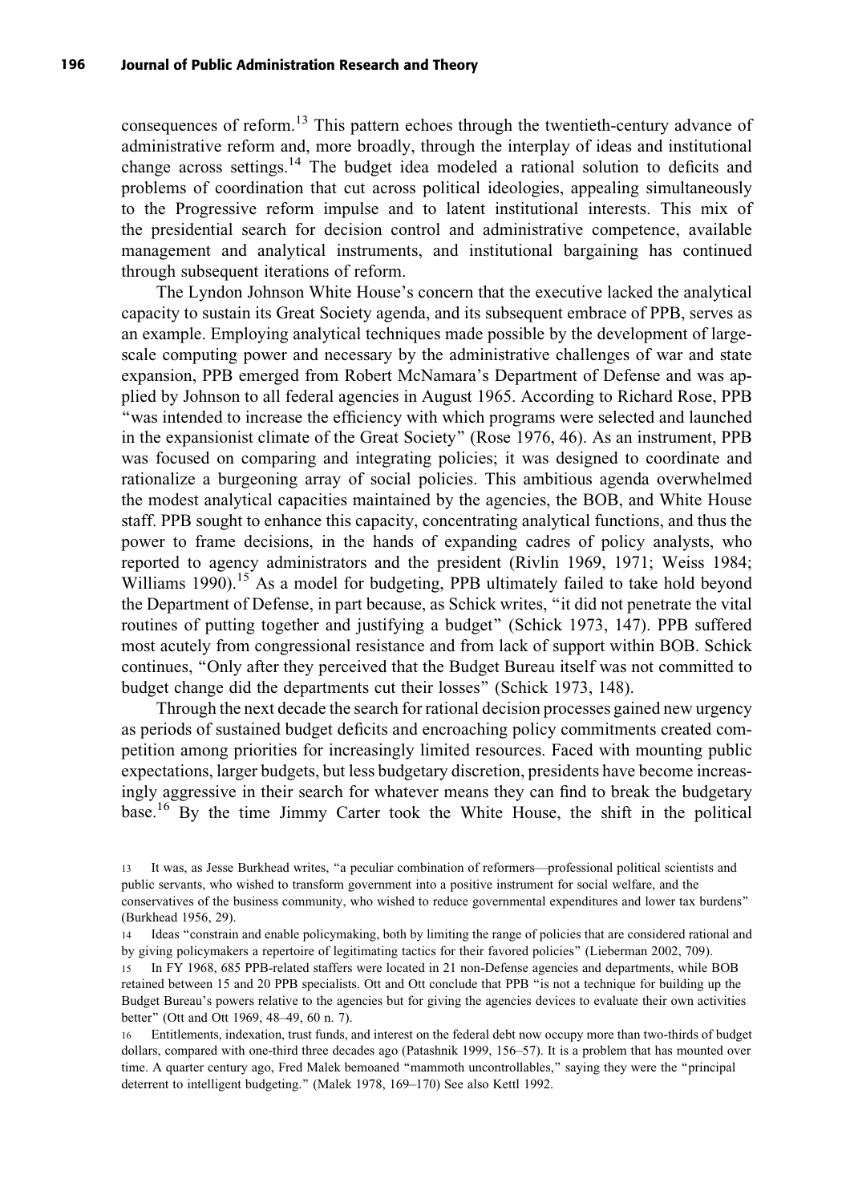consequences of reform.[13] This pattern echoes through the twentieth-century advance of administrative reform and, more broadly, through the interplay of ideas and institutional change across settings.[14] The budget idea modeled a rational solution to deficits and problems of coordination that cut across political ideologies, appealing simultaneously to the Progressive reform impulse and to latent institutional interests. This mix of the presidential search for decision control and administrative competence, available management and analytical instruments, and institutional bargaining has continued through subsequent iterations of reform.

The Lyndon Johnson White House's concern that the executive lacked the analytical capacity to sustain its Great Society agenda, and its subsequent embrace of PPB, serves as an example. Employing analytical techniques made possible by the development of large-scale computing power and necessary by the administrative challenges of war and state expansion, PPB emerged from Robert McNamara's Department of Defense and was applied by Johnson to all federal agencies in August 1965. According to Richard Rose, PPB "was intended to increase the efficiency with which programs were selected and launched in the expansionist climate of the Great Society" (Rose 1976, 46). As an instrument, PPB was focused on comparing and integrating policies; it was designed to coordinate and rationalize a burgeoning array of social policies. This ambitious agenda overwhelmed the modest analytical capacities maintained by the agencies, the BOB, and White House staff. PPB sought to enhance this capacity, concentrating analytical functions, and thus the power to frame decisions, in the hands of expanding cadres of policy analysts, who reported to agency administrators and the president (Rivlin 1969, 1971; Weiss 1984; Williams 1990).[15] As a model for budgeting, PPB ultimately failed to take hold beyond the Department of Defense, in part because, as Schick writes, "it did not penetrate the vital routines of putting together and justifying a budget" (Schick 1973, 147). PPB suffered most acutely from congressional resistance and from lack of support within BOB. Schick continues, "Only after they perceived that the Budget Bureau itself was not committed to budget change did the departments cut their losses" (Schick 1973, 148).

Through the next decade the search for rational decision processes gained new urgency as periods of sustained budget deficits and encroaching policy commitments created competition among priorities for increasingly limited resources. Faced with mounting public expectations, larger budgets, but less budgetary discretion, presidents have become increasingly aggressive in their search for whatever means they can find to break the budgetary base.[16] By the time Jimmy Carter took the White House, the shift in the political

---

13 It was, as Jesse Burkhead writes, "a peculiar combination of reformers—professional political scientists and public servants, who wished to transform government into a positive instrument for social welfare, and the conservatives of the business community, who wished to reduce governmental expenditures and lower tax burdens" (Burkhead 1956, 29).

14 Ideas "constrain and enable policymaking, both by limiting the range of policies that are considered rational and by giving policymakers a repertoire of legitimating tactics for their favored policies" (Lieberman 2002, 709).

15 In FY 1968, 685 PPB-related staffers were located in 21 non-Defense agencies and departments, while BOB retained between 15 and 20 PPB specialists. Ott and Ott conclude that PPB "is not a technique for building up the Budget Bureau's powers relative to the agencies but for giving the agencies devices to evaluate their own activities better" (Ott and Ott 1969, 48–49, 60 n. 7).

16 Entitlements, indexation, trust funds, and interest on the federal debt now occupy more than two-thirds of budget dollars, compared with one-third three decades ago (Patashnik 1999, 156–57). It is a problem that has mounted over time. A quarter century ago, Fred Malek bemoaned "mammoth uncontrollables," saying they were the "principal deterrent to intelligent budgeting." (Malek 1978, 169–170) See also Kettl 1992.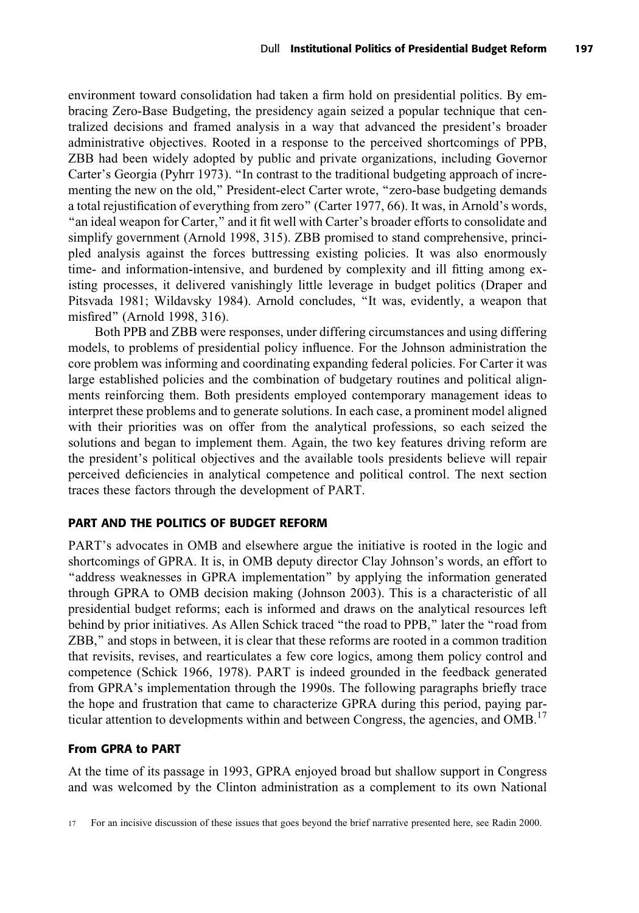environment toward consolidation had taken a firm hold on presidential politics. By embracing Zero-Base Budgeting, the presidency again seized a popular technique that centralized decisions and framed analysis in a way that advanced the president's broader administrative objectives. Rooted in a response to the perceived shortcomings of PPB, ZBB had been widely adopted by public and private organizations, including Governor Carter's Georgia (Pyhrr 1973). "In contrast to the traditional budgeting approach of incrementing the new on the old," President-elect Carter wrote, "zero-base budgeting demands a total rejustification of everything from zero" (Carter 1977, 66). It was, in Arnold's words, "an ideal weapon for Carter," and it fit well with Carter's broader efforts to consolidate and simplify government (Arnold 1998, 315). ZBB promised to stand comprehensive, principled analysis against the forces buttressing existing policies. It was also enormously time- and information-intensive, and burdened by complexity and ill fitting among existing processes, it delivered vanishingly little leverage in budget politics (Draper and Pitsvada 1981; Wildavsky 1984). Arnold concludes, "It was, evidently, a weapon that misfired" (Arnold 1998, 316).

Both PPB and ZBB were responses, under differing circumstances and using differing models, to problems of presidential policy influence. For the Johnson administration the core problem was informing and coordinating expanding federal policies. For Carter it was large established policies and the combination of budgetary routines and political alignments reinforcing them. Both presidents employed contemporary management ideas to interpret these problems and to generate solutions. In each case, a prominent model aligned with their priorities was on offer from the analytical professions, so each seized the solutions and began to implement them. Again, the two key features driving reform are the president's political objectives and the available tools presidents believe will repair perceived deficiencies in analytical competence and political control. The next section traces these factors through the development of PART.

## PART AND THE POLITICS OF BUDGET REFORM

PART's advocates in OMB and elsewhere argue the initiative is rooted in the logic and shortcomings of GPRA. It is, in OMB deputy director Clay Johnson's words, an effort to "address weaknesses in GPRA implementation" by applying the information generated through GPRA to OMB decision making (Johnson 2003). This is a characteristic of all presidential budget reforms; each is informed and draws on the analytical resources left behind by prior initiatives. As Allen Schick traced "the road to PPB," later the "road from ZBB," and stops in between, it is clear that these reforms are rooted in a common tradition that revisits, revises, and rearticulates a few core logics, among them policy control and competence (Schick 1966, 1978). PART is indeed grounded in the feedback generated from GPRA's implementation through the 1990s. The following paragraphs briefly trace the hope and frustration that came to characterize GPRA during this period, paying particular attention to developments within and between Congress, the agencies, and OMB.[17]

### From GPRA to PART

At the time of its passage in 1993, GPRA enjoyed broad but shallow support in Congress and was welcomed by the Clinton administration as a complement to its own National

[17] For an incisive discussion of these issues that goes beyond the brief narrative presented here, see Radin 2000.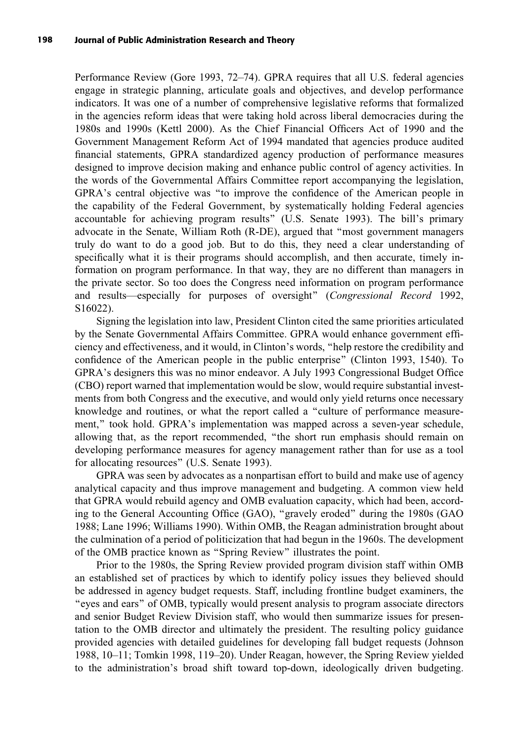Performance Review (Gore 1993, 72–74). GPRA requires that all U.S. federal agencies engage in strategic planning, articulate goals and objectives, and develop performance indicators. It was one of a number of comprehensive legislative reforms that formalized in the agencies reform ideas that were taking hold across liberal democracies during the 1980s and 1990s (Kettl 2000). As the Chief Financial Officers Act of 1990 and the Government Management Reform Act of 1994 mandated that agencies produce audited financial statements, GPRA standardized agency production of performance measures designed to improve decision making and enhance public control of agency activities. In the words of the Governmental Affairs Committee report accompanying the legislation, GPRA's central objective was "to improve the confidence of the American people in the capability of the Federal Government, by systematically holding Federal agencies accountable for achieving program results" (U.S. Senate 1993). The bill's primary advocate in the Senate, William Roth (R-DE), argued that "most government managers truly do want to do a good job. But to do this, they need a clear understanding of specifically what it is their programs should accomplish, and then accurate, timely information on program performance. In that way, they are no different than managers in the private sector. So too does the Congress need information on program performance and results—especially for purposes of oversight" (*Congressional Record* 1992, S16022).

Signing the legislation into law, President Clinton cited the same priorities articulated by the Senate Governmental Affairs Committee. GPRA would enhance government efficiency and effectiveness, and it would, in Clinton's words, "help restore the credibility and confidence of the American people in the public enterprise" (Clinton 1993, 1540). To GPRA's designers this was no minor endeavor. A July 1993 Congressional Budget Office (CBO) report warned that implementation would be slow, would require substantial investments from both Congress and the executive, and would only yield returns once necessary knowledge and routines, or what the report called a "culture of performance measurement," took hold. GPRA's implementation was mapped across a seven-year schedule, allowing that, as the report recommended, "the short run emphasis should remain on developing performance measures for agency management rather than for use as a tool for allocating resources" (U.S. Senate 1993).

GPRA was seen by advocates as a nonpartisan effort to build and make use of agency analytical capacity and thus improve management and budgeting. A common view held that GPRA would rebuild agency and OMB evaluation capacity, which had been, according to the General Accounting Office (GAO), "gravely eroded" during the 1980s (GAO 1988; Lane 1996; Williams 1990). Within OMB, the Reagan administration brought about the culmination of a period of politicization that had begun in the 1960s. The development of the OMB practice known as "Spring Review" illustrates the point.

Prior to the 1980s, the Spring Review provided program division staff within OMB an established set of practices by which to identify policy issues they believed should be addressed in agency budget requests. Staff, including frontline budget examiners, the "eyes and ears" of OMB, typically would present analysis to program associate directors and senior Budget Review Division staff, who would then summarize issues for presentation to the OMB director and ultimately the president. The resulting policy guidance provided agencies with detailed guidelines for developing fall budget requests (Johnson 1988, 10–11; Tomkin 1998, 119–20). Under Reagan, however, the Spring Review yielded to the administration's broad shift toward top-down, ideologically driven budgeting.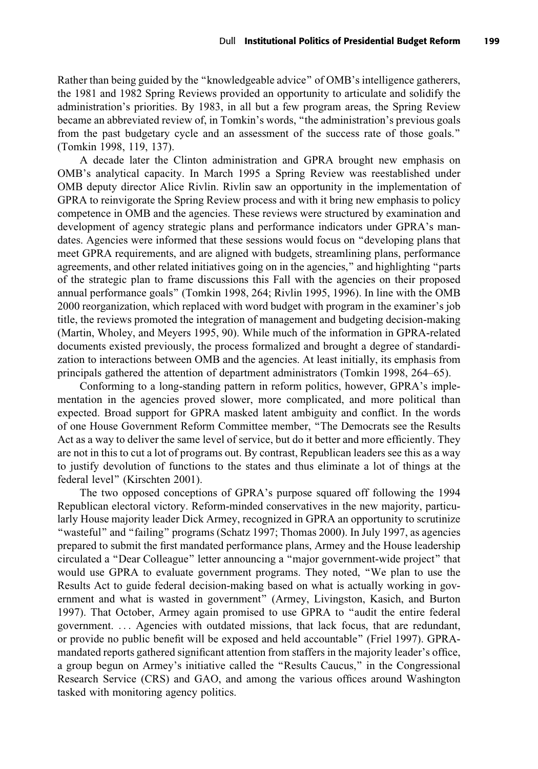Rather than being guided by the "knowledgeable advice" of OMB's intelligence gatherers, the 1981 and 1982 Spring Reviews provided an opportunity to articulate and solidify the administration's priorities. By 1983, in all but a few program areas, the Spring Review became an abbreviated review of, in Tomkin's words, "the administration's previous goals from the past budgetary cycle and an assessment of the success rate of those goals." (Tomkin 1998, 119, 137).

A decade later the Clinton administration and GPRA brought new emphasis on OMB's analytical capacity. In March 1995 a Spring Review was reestablished under OMB deputy director Alice Rivlin. Rivlin saw an opportunity in the implementation of GPRA to reinvigorate the Spring Review process and with it bring new emphasis to policy competence in OMB and the agencies. These reviews were structured by examination and development of agency strategic plans and performance indicators under GPRA's mandates. Agencies were informed that these sessions would focus on "developing plans that meet GPRA requirements, and are aligned with budgets, streamlining plans, performance agreements, and other related initiatives going on in the agencies," and highlighting "parts of the strategic plan to frame discussions this Fall with the agencies on their proposed annual performance goals" (Tomkin 1998, 264; Rivlin 1995, 1996). In line with the OMB 2000 reorganization, which replaced with word budget with program in the examiner's job title, the reviews promoted the integration of management and budgeting decision-making (Martin, Wholey, and Meyers 1995, 90). While much of the information in GPRA-related documents existed previously, the process formalized and brought a degree of standardization to interactions between OMB and the agencies. At least initially, its emphasis from principals gathered the attention of department administrators (Tomkin 1998, 264–65).

Conforming to a long-standing pattern in reform politics, however, GPRA's implementation in the agencies proved slower, more complicated, and more political than expected. Broad support for GPRA masked latent ambiguity and conflict. In the words of one House Government Reform Committee member, "The Democrats see the Results Act as a way to deliver the same level of service, but do it better and more efficiently. They are not in this to cut a lot of programs out. By contrast, Republican leaders see this as a way to justify devolution of functions to the states and thus eliminate a lot of things at the federal level" (Kirschten 2001).

The two opposed conceptions of GPRA's purpose squared off following the 1994 Republican electoral victory. Reform-minded conservatives in the new majority, particularly House majority leader Dick Armey, recognized in GPRA an opportunity to scrutinize "wasteful" and "failing" programs (Schatz 1997; Thomas 2000). In July 1997, as agencies prepared to submit the first mandated performance plans, Armey and the House leadership circulated a "Dear Colleague" letter announcing a "major government-wide project" that would use GPRA to evaluate government programs. They noted, "We plan to use the Results Act to guide federal decision-making based on what is actually working in government and what is wasted in government" (Armey, Livingston, Kasich, and Burton 1997). That October, Armey again promised to use GPRA to "audit the entire federal government. . . . Agencies with outdated missions, that lack focus, that are redundant, or provide no public benefit will be exposed and held accountable" (Friel 1997). GPRA-mandated reports gathered significant attention from staffers in the majority leader's office, a group begun on Armey's initiative called the "Results Caucus," in the Congressional Research Service (CRS) and GAO, and among the various offices around Washington tasked with monitoring agency politics.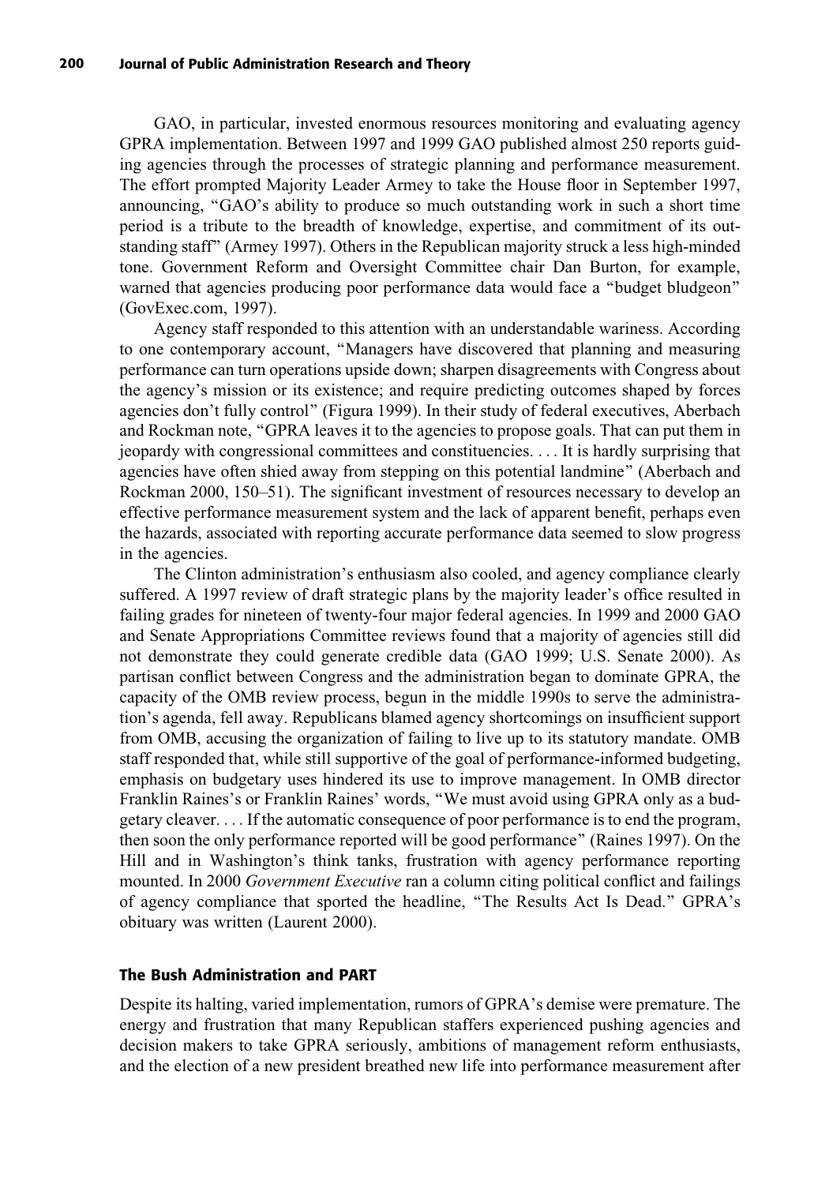GAO, in particular, invested enormous resources monitoring and evaluating agency GPRA implementation. Between 1997 and 1999 GAO published almost 250 reports guiding agencies through the processes of strategic planning and performance measurement. The effort prompted Majority Leader Armey to take the House floor in September 1997, announcing, "GAO's ability to produce so much outstanding work in such a short time period is a tribute to the breadth of knowledge, expertise, and commitment of its outstanding staff" (Armey 1997). Others in the Republican majority struck a less high-minded tone. Government Reform and Oversight Committee chair Dan Burton, for example, warned that agencies producing poor performance data would face a "budget bludgeon" (GovExec.com, 1997).

Agency staff responded to this attention with an understandable wariness. According to one contemporary account, "Managers have discovered that planning and measuring performance can turn operations upside down; sharpen disagreements with Congress about the agency's mission or its existence; and require predicting outcomes shaped by forces agencies don't fully control" (Figura 1999). In their study of federal executives, Aberbach and Rockman note, "GPRA leaves it to the agencies to propose goals. That can put them in jeopardy with congressional committees and constituencies. . . . It is hardly surprising that agencies have often shied away from stepping on this potential landmine" (Aberbach and Rockman 2000, 150–51). The significant investment of resources necessary to develop an effective performance measurement system and the lack of apparent benefit, perhaps even the hazards, associated with reporting accurate performance data seemed to slow progress in the agencies.

The Clinton administration's enthusiasm also cooled, and agency compliance clearly suffered. A 1997 review of draft strategic plans by the majority leader's office resulted in failing grades for nineteen of twenty-four major federal agencies. In 1999 and 2000 GAO and Senate Appropriations Committee reviews found that a majority of agencies still did not demonstrate they could generate credible data (GAO 1999; U.S. Senate 2000). As partisan conflict between Congress and the administration began to dominate GPRA, the capacity of the OMB review process, begun in the middle 1990s to serve the administration's agenda, fell away. Republicans blamed agency shortcomings on insufficient support from OMB, accusing the organization of failing to live up to its statutory mandate. OMB staff responded that, while still supportive of the goal of performance-informed budgeting, emphasis on budgetary uses hindered its use to improve management. In OMB director Franklin Raines's or Franklin Raines' words, "We must avoid using GPRA only as a budgetary cleaver. . . . If the automatic consequence of poor performance is to end the program, then soon the only performance reported will be good performance" (Raines 1997). On the Hill and in Washington's think tanks, frustration with agency performance reporting mounted. In 2000 *Government Executive* ran a column citing political conflict and failings of agency compliance that sported the headline, "The Results Act Is Dead." GPRA's obituary was written (Laurent 2000).

## The Bush Administration and PART

Despite its halting, varied implementation, rumors of GPRA's demise were premature. The energy and frustration that many Republican staffers experienced pushing agencies and decision makers to take GPRA seriously, ambitions of management reform enthusiasts, and the election of a new president breathed new life into performance measurement after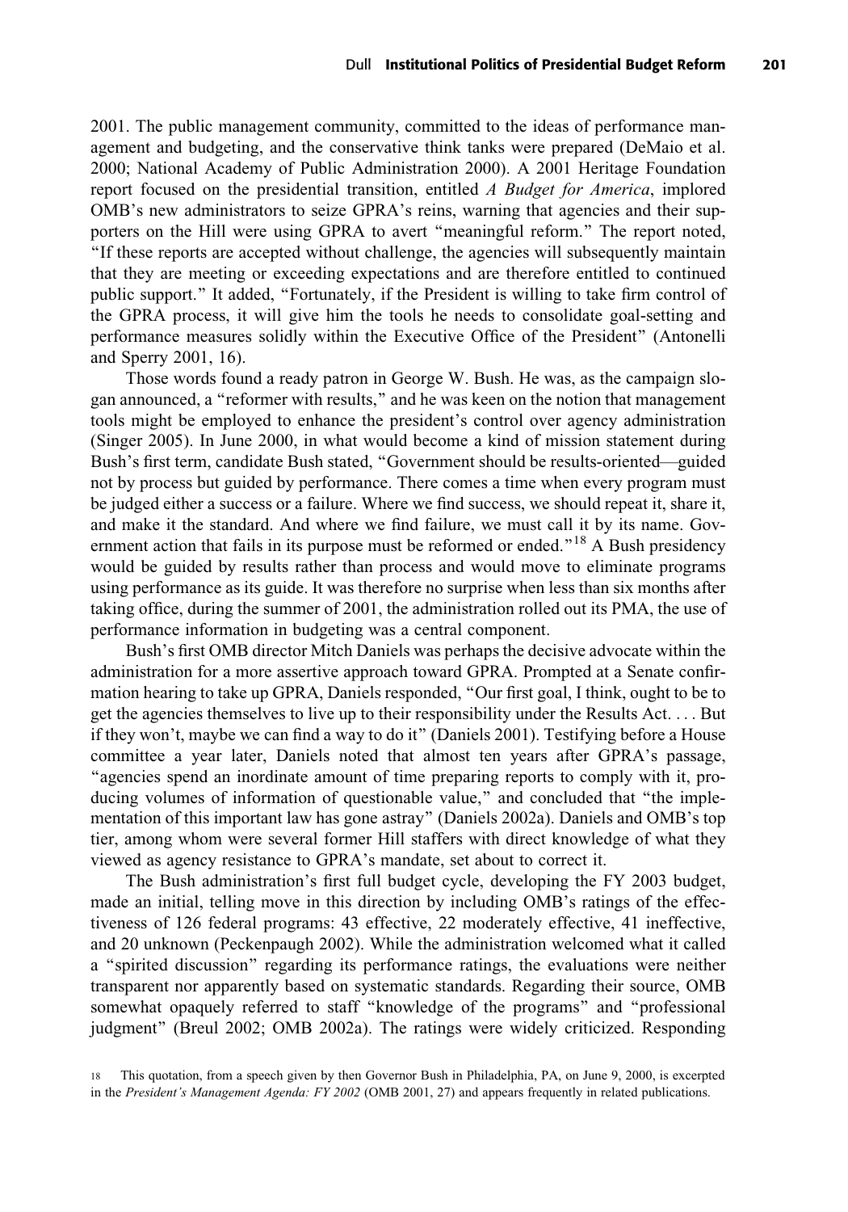2001. The public management community, committed to the ideas of performance management and budgeting, and the conservative think tanks were prepared (DeMaio et al. 2000; National Academy of Public Administration 2000). A 2001 Heritage Foundation report focused on the presidential transition, entitled *A Budget for America*, implored OMB's new administrators to seize GPRA's reins, warning that agencies and their supporters on the Hill were using GPRA to avert "meaningful reform." The report noted, "If these reports are accepted without challenge, the agencies will subsequently maintain that they are meeting or exceeding expectations and are therefore entitled to continued public support." It added, "Fortunately, if the President is willing to take firm control of the GPRA process, it will give him the tools he needs to consolidate goal-setting and performance measures solidly within the Executive Office of the President" (Antonelli and Sperry 2001, 16).

Those words found a ready patron in George W. Bush. He was, as the campaign slogan announced, a "reformer with results," and he was keen on the notion that management tools might be employed to enhance the president's control over agency administration (Singer 2005). In June 2000, in what would become a kind of mission statement during Bush's first term, candidate Bush stated, "Government should be results-oriented—guided not by process but guided by performance. There comes a time when every program must be judged either a success or a failure. Where we find success, we should repeat it, share it, and make it the standard. And where we find failure, we must call it by its name. Government action that fails in its purpose must be reformed or ended."[18] A Bush presidency would be guided by results rather than process and would move to eliminate programs using performance as its guide. It was therefore no surprise when less than six months after taking office, during the summer of 2001, the administration rolled out its PMA, the use of performance information in budgeting was a central component.

Bush's first OMB director Mitch Daniels was perhaps the decisive advocate within the administration for a more assertive approach toward GPRA. Prompted at a Senate confirmation hearing to take up GPRA, Daniels responded, "Our first goal, I think, ought to be to get the agencies themselves to live up to their responsibility under the Results Act. . . . But if they won't, maybe we can find a way to do it" (Daniels 2001). Testifying before a House committee a year later, Daniels noted that almost ten years after GPRA's passage, "agencies spend an inordinate amount of time preparing reports to comply with it, producing volumes of information of questionable value," and concluded that "the implementation of this important law has gone astray" (Daniels 2002a). Daniels and OMB's top tier, among whom were several former Hill staffers with direct knowledge of what they viewed as agency resistance to GPRA's mandate, set about to correct it.

The Bush administration's first full budget cycle, developing the FY 2003 budget, made an initial, telling move in this direction by including OMB's ratings of the effectiveness of 126 federal programs: 43 effective, 22 moderately effective, 41 ineffective, and 20 unknown (Peckenpaugh 2002). While the administration welcomed what it called a "spirited discussion" regarding its performance ratings, the evaluations were neither transparent nor apparently based on systematic standards. Regarding their source, OMB somewhat opaquely referred to staff "knowledge of the programs" and "professional judgment" (Breul 2002; OMB 2002a). The ratings were widely criticized. Responding

[18] This quotation, from a speech given by then Governor Bush in Philadelphia, PA, on June 9, 2000, is excerpted in the *President's Management Agenda: FY 2002* (OMB 2001, 27) and appears frequently in related publications.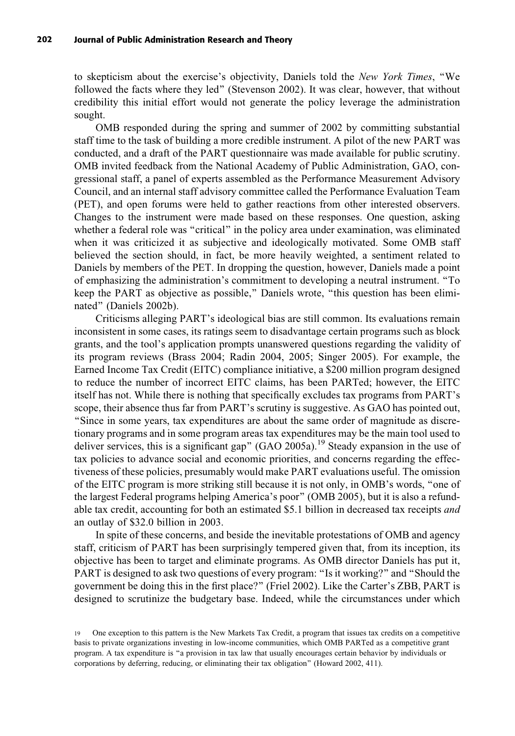to skepticism about the exercise's objectivity, Daniels told the *New York Times*, "We followed the facts where they led" (Stevenson 2002). It was clear, however, that without credibility this initial effort would not generate the policy leverage the administration sought.

OMB responded during the spring and summer of 2002 by committing substantial staff time to the task of building a more credible instrument. A pilot of the new PART was conducted, and a draft of the PART questionnaire was made available for public scrutiny. OMB invited feedback from the National Academy of Public Administration, GAO, congressional staff, a panel of experts assembled as the Performance Measurement Advisory Council, and an internal staff advisory committee called the Performance Evaluation Team (PET), and open forums were held to gather reactions from other interested observers. Changes to the instrument were made based on these responses. One question, asking whether a federal role was "critical" in the policy area under examination, was eliminated when it was criticized it as subjective and ideologically motivated. Some OMB staff believed the section should, in fact, be more heavily weighted, a sentiment related to Daniels by members of the PET. In dropping the question, however, Daniels made a point of emphasizing the administration's commitment to developing a neutral instrument. "To keep the PART as objective as possible," Daniels wrote, "this question has been eliminated" (Daniels 2002b).

Criticisms alleging PART's ideological bias are still common. Its evaluations remain inconsistent in some cases, its ratings seem to disadvantage certain programs such as block grants, and the tool's application prompts unanswered questions regarding the validity of its program reviews (Brass 2004; Radin 2004, 2005; Singer 2005). For example, the Earned Income Tax Credit (EITC) compliance initiative, a \$200 million program designed to reduce the number of incorrect EITC claims, has been PARTed; however, the EITC itself has not. While there is nothing that specifically excludes tax programs from PART's scope, their absence thus far from PART's scrutiny is suggestive. As GAO has pointed out, "Since in some years, tax expenditures are about the same order of magnitude as discretionary programs and in some program areas tax expenditures may be the main tool used to deliver services, this is a significant gap" (GAO 2005a).[19] Steady expansion in the use of tax policies to advance social and economic priorities, and concerns regarding the effectiveness of these policies, presumably would make PART evaluations useful. The omission of the EITC program is more striking still because it is not only, in OMB's words, "one of the largest Federal programs helping America's poor" (OMB 2005), but it is also a refundable tax credit, accounting for both an estimated \$5.1 billion in decreased tax receipts *and* an outlay of \$32.0 billion in 2003.

In spite of these concerns, and beside the inevitable protestations of OMB and agency staff, criticism of PART has been surprisingly tempered given that, from its inception, its objective has been to target and eliminate programs. As OMB director Daniels has put it, PART is designed to ask two questions of every program: "Is it working?" and "Should the government be doing this in the first place?" (Friel 2002). Like the Carter's ZBB, PART is designed to scrutinize the budgetary base. Indeed, while the circumstances under which

19 One exception to this pattern is the New Markets Tax Credit, a program that issues tax credits on a competitive basis to private organizations investing in low-income communities, which OMB PARTed as a competitive grant program. A tax expenditure is "a provision in tax law that usually encourages certain behavior by individuals or corporations by deferring, reducing, or eliminating their tax obligation" (Howard 2002, 411).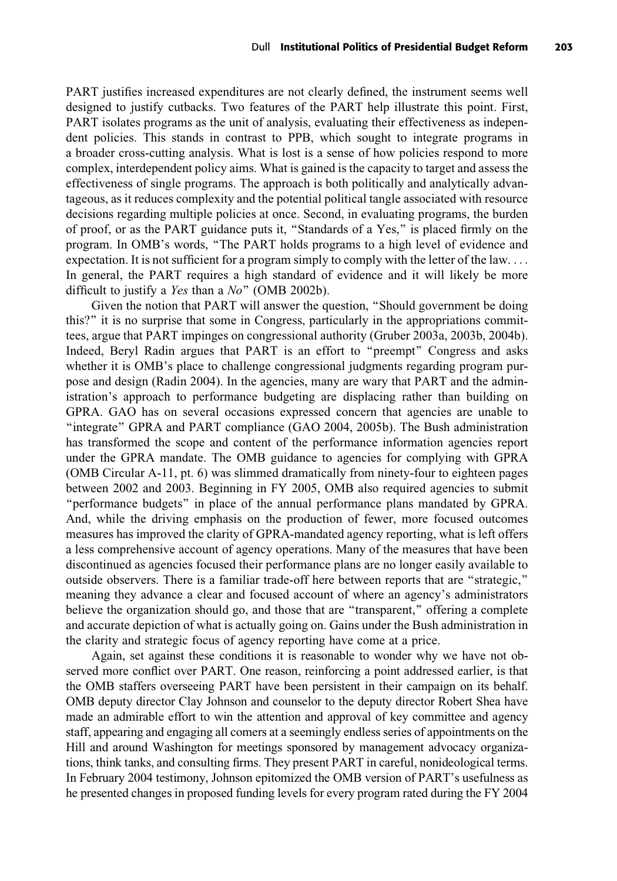PART justifies increased expenditures are not clearly defined, the instrument seems well designed to justify cutbacks. Two features of the PART help illustrate this point. First, PART isolates programs as the unit of analysis, evaluating their effectiveness as independent policies. This stands in contrast to PPB, which sought to integrate programs in a broader cross-cutting analysis. What is lost is a sense of how policies respond to more complex, interdependent policy aims. What is gained is the capacity to target and assess the effectiveness of single programs. The approach is both politically and analytically advantageous, as it reduces complexity and the potential political tangle associated with resource decisions regarding multiple policies at once. Second, in evaluating programs, the burden of proof, or as the PART guidance puts it, "Standards of a Yes," is placed firmly on the program. In OMB's words, "The PART holds programs to a high level of evidence and expectation. It is not sufficient for a program simply to comply with the letter of the law. . . . In general, the PART requires a high standard of evidence and it will likely be more difficult to justify a *Yes* than a *No*" (OMB 2002b).

Given the notion that PART will answer the question, "Should government be doing this?" it is no surprise that some in Congress, particularly in the appropriations committees, argue that PART impinges on congressional authority (Gruber 2003a, 2003b, 2004b). Indeed, Beryl Radin argues that PART is an effort to "preempt" Congress and asks whether it is OMB's place to challenge congressional judgments regarding program purpose and design (Radin 2004). In the agencies, many are wary that PART and the administration's approach to performance budgeting are displacing rather than building on GPRA. GAO has on several occasions expressed concern that agencies are unable to "integrate" GPRA and PART compliance (GAO 2004, 2005b). The Bush administration has transformed the scope and content of the performance information agencies report under the GPRA mandate. The OMB guidance to agencies for complying with GPRA (OMB Circular A-11, pt. 6) was slimmed dramatically from ninety-four to eighteen pages between 2002 and 2003. Beginning in FY 2005, OMB also required agencies to submit "performance budgets" in place of the annual performance plans mandated by GPRA. And, while the driving emphasis on the production of fewer, more focused outcomes measures has improved the clarity of GPRA-mandated agency reporting, what is left offers a less comprehensive account of agency operations. Many of the measures that have been discontinued as agencies focused their performance plans are no longer easily available to outside observers. There is a familiar trade-off here between reports that are "strategic," meaning they advance a clear and focused account of where an agency's administrators believe the organization should go, and those that are "transparent," offering a complete and accurate depiction of what is actually going on. Gains under the Bush administration in the clarity and strategic focus of agency reporting have come at a price.

Again, set against these conditions it is reasonable to wonder why we have not observed more conflict over PART. One reason, reinforcing a point addressed earlier, is that the OMB staffers overseeing PART have been persistent in their campaign on its behalf. OMB deputy director Clay Johnson and counselor to the deputy director Robert Shea have made an admirable effort to win the attention and approval of key committee and agency staff, appearing and engaging all comers at a seemingly endless series of appointments on the Hill and around Washington for meetings sponsored by management advocacy organizations, think tanks, and consulting firms. They present PART in careful, nonideological terms. In February 2004 testimony, Johnson epitomized the OMB version of PART's usefulness as he presented changes in proposed funding levels for every program rated during the FY 2004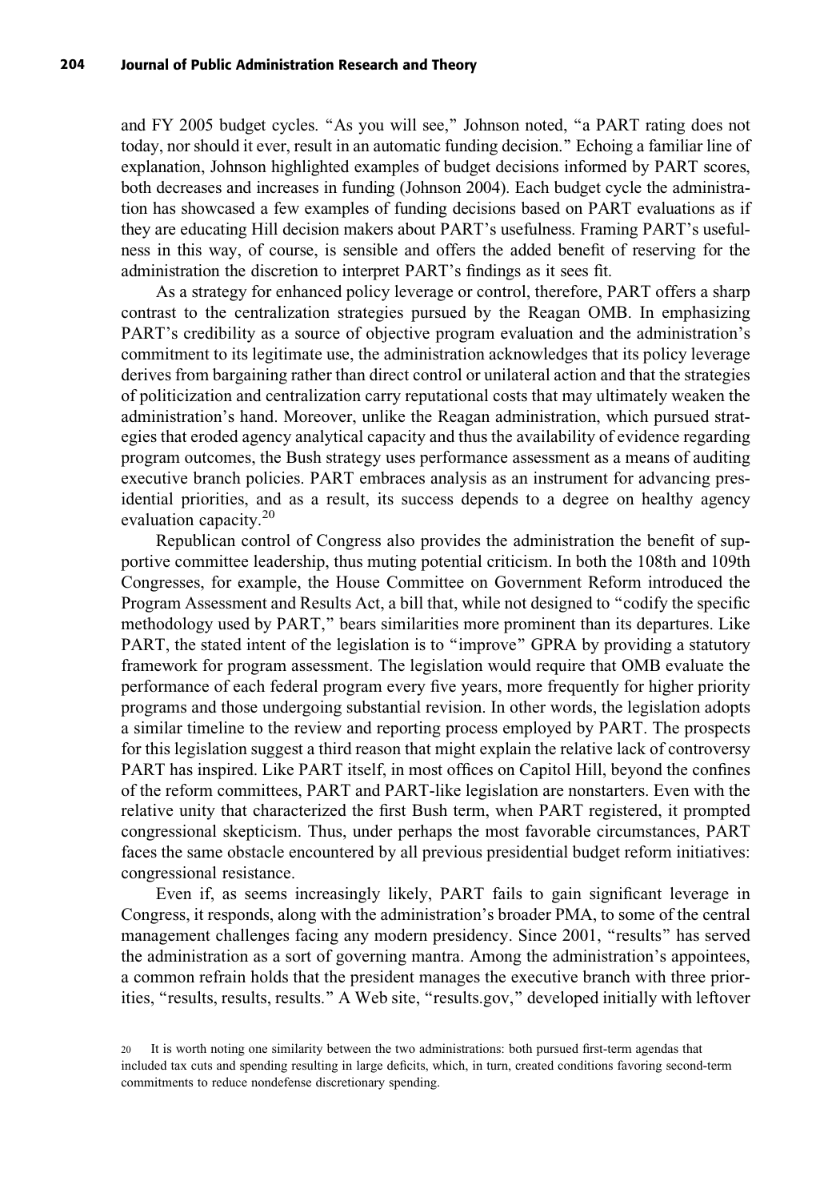and FY 2005 budget cycles. "As you will see," Johnson noted, "a PART rating does not today, nor should it ever, result in an automatic funding decision." Echoing a familiar line of explanation, Johnson highlighted examples of budget decisions informed by PART scores, both decreases and increases in funding (Johnson 2004). Each budget cycle the administration has showcased a few examples of funding decisions based on PART evaluations as if they are educating Hill decision makers about PART's usefulness. Framing PART's usefulness in this way, of course, is sensible and offers the added benefit of reserving for the administration the discretion to interpret PART's findings as it sees fit.

As a strategy for enhanced policy leverage or control, therefore, PART offers a sharp contrast to the centralization strategies pursued by the Reagan OMB. In emphasizing PART's credibility as a source of objective program evaluation and the administration's commitment to its legitimate use, the administration acknowledges that its policy leverage derives from bargaining rather than direct control or unilateral action and that the strategies of politicization and centralization carry reputational costs that may ultimately weaken the administration's hand. Moreover, unlike the Reagan administration, which pursued strategies that eroded agency analytical capacity and thus the availability of evidence regarding program outcomes, the Bush strategy uses performance assessment as a means of auditing executive branch policies. PART embraces analysis as an instrument for advancing presidential priorities, and as a result, its success depends to a degree on healthy agency evaluation capacity.[20]

Republican control of Congress also provides the administration the benefit of supportive committee leadership, thus muting potential criticism. In both the 108th and 109th Congresses, for example, the House Committee on Government Reform introduced the Program Assessment and Results Act, a bill that, while not designed to "codify the specific methodology used by PART," bears similarities more prominent than its departures. Like PART, the stated intent of the legislation is to "improve" GPRA by providing a statutory framework for program assessment. The legislation would require that OMB evaluate the performance of each federal program every five years, more frequently for higher priority programs and those undergoing substantial revision. In other words, the legislation adopts a similar timeline to the review and reporting process employed by PART. The prospects for this legislation suggest a third reason that might explain the relative lack of controversy PART has inspired. Like PART itself, in most offices on Capitol Hill, beyond the confines of the reform committees, PART and PART-like legislation are nonstarters. Even with the relative unity that characterized the first Bush term, when PART registered, it prompted congressional skepticism. Thus, under perhaps the most favorable circumstances, PART faces the same obstacle encountered by all previous presidential budget reform initiatives: congressional resistance.

Even if, as seems increasingly likely, PART fails to gain significant leverage in Congress, it responds, along with the administration's broader PMA, to some of the central management challenges facing any modern presidency. Since 2001, "results" has served the administration as a sort of governing mantra. Among the administration's appointees, a common refrain holds that the president manages the executive branch with three priorities, "results, results, results." A Web site, "results.gov," developed initially with leftover

[20] It is worth noting one similarity between the two administrations: both pursued first-term agendas that included tax cuts and spending resulting in large deficits, which, in turn, created conditions favoring second-term commitments to reduce nondefense discretionary spending.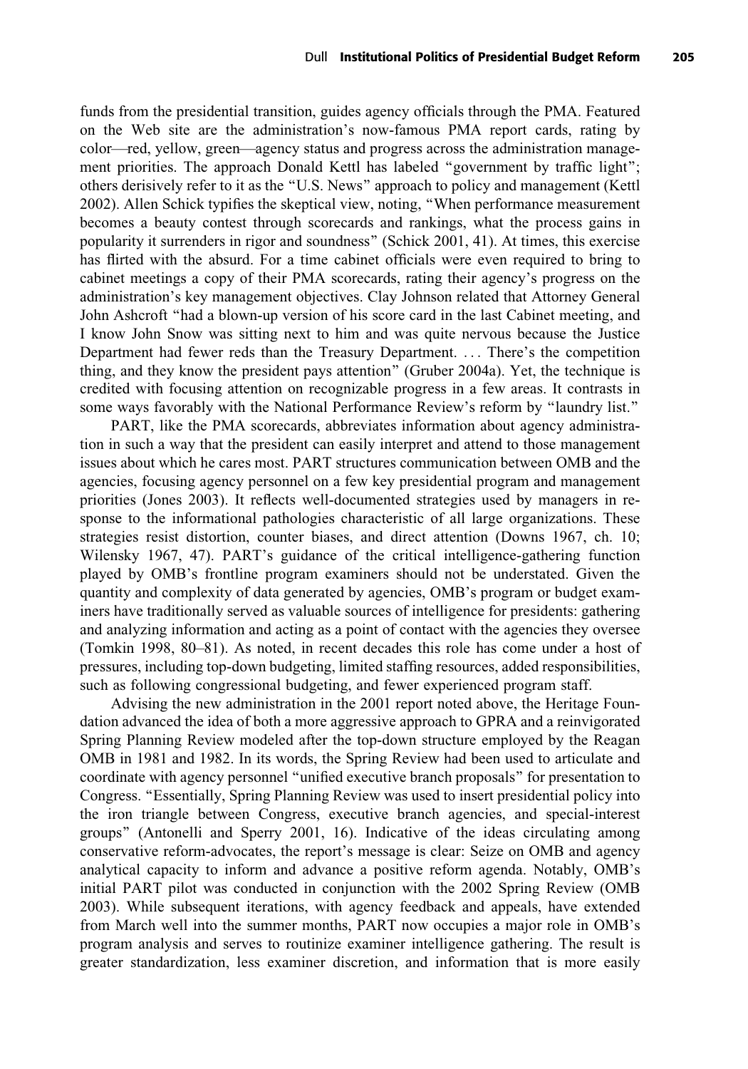funds from the presidential transition, guides agency officials through the PMA. Featured on the Web site are the administration's now-famous PMA report cards, rating by color—red, yellow, green—agency status and progress across the administration management priorities. The approach Donald Kettl has labeled "government by traffic light"; others derisively refer to it as the "U.S. News" approach to policy and management (Kettl 2002). Allen Schick typifies the skeptical view, noting, "When performance measurement becomes a beauty contest through scorecards and rankings, what the process gains in popularity it surrenders in rigor and soundness" (Schick 2001, 41). At times, this exercise has flirted with the absurd. For a time cabinet officials were even required to bring to cabinet meetings a copy of their PMA scorecards, rating their agency's progress on the administration's key management objectives. Clay Johnson related that Attorney General John Ashcroft "had a blown-up version of his score card in the last Cabinet meeting, and I know John Snow was sitting next to him and was quite nervous because the Justice Department had fewer reds than the Treasury Department. . . . There's the competition thing, and they know the president pays attention" (Gruber 2004a). Yet, the technique is credited with focusing attention on recognizable progress in a few areas. It contrasts in some ways favorably with the National Performance Review's reform by "laundry list."

PART, like the PMA scorecards, abbreviates information about agency administration in such a way that the president can easily interpret and attend to those management issues about which he cares most. PART structures communication between OMB and the agencies, focusing agency personnel on a few key presidential program and management priorities (Jones 2003). It reflects well-documented strategies used by managers in response to the informational pathologies characteristic of all large organizations. These strategies resist distortion, counter biases, and direct attention (Downs 1967, ch. 10; Wilensky 1967, 47). PART's guidance of the critical intelligence-gathering function played by OMB's frontline program examiners should not be understated. Given the quantity and complexity of data generated by agencies, OMB's program or budget examiners have traditionally served as valuable sources of intelligence for presidents: gathering and analyzing information and acting as a point of contact with the agencies they oversee (Tomkin 1998, 80–81). As noted, in recent decades this role has come under a host of pressures, including top-down budgeting, limited staffing resources, added responsibilities, such as following congressional budgeting, and fewer experienced program staff.

Advising the new administration in the 2001 report noted above, the Heritage Foundation advanced the idea of both a more aggressive approach to GPRA and a reinvigorated Spring Planning Review modeled after the top-down structure employed by the Reagan OMB in 1981 and 1982. In its words, the Spring Review had been used to articulate and coordinate with agency personnel "unified executive branch proposals" for presentation to Congress. "Essentially, Spring Planning Review was used to insert presidential policy into the iron triangle between Congress, executive branch agencies, and special-interest groups" (Antonelli and Sperry 2001, 16). Indicative of the ideas circulating among conservative reform-advocates, the report's message is clear: Seize on OMB and agency analytical capacity to inform and advance a positive reform agenda. Notably, OMB's initial PART pilot was conducted in conjunction with the 2002 Spring Review (OMB 2003). While subsequent iterations, with agency feedback and appeals, have extended from March well into the summer months, PART now occupies a major role in OMB's program analysis and serves to routinize examiner intelligence gathering. The result is greater standardization, less examiner discretion, and information that is more easily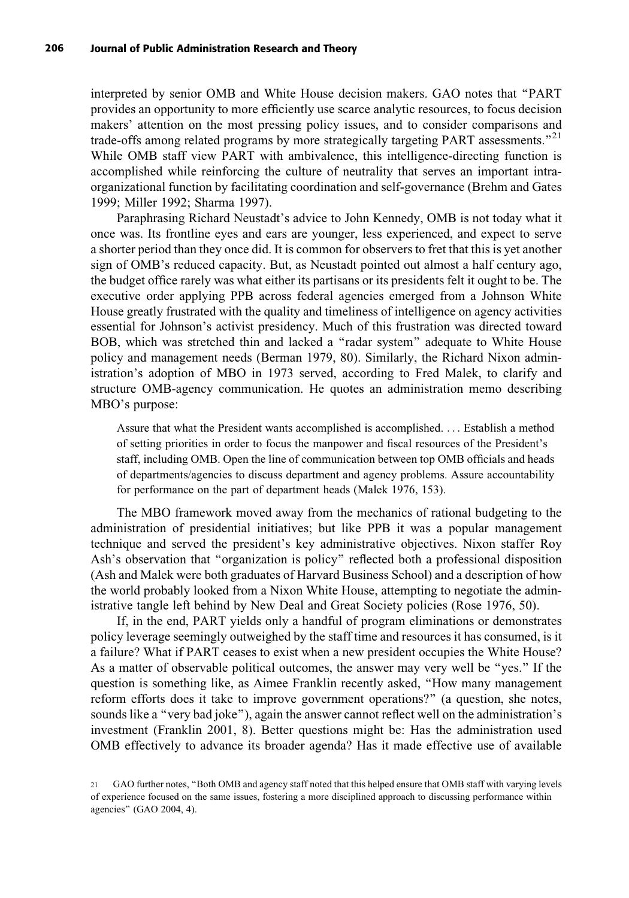interpreted by senior OMB and White House decision makers. GAO notes that "PART provides an opportunity to more efficiently use scarce analytic resources, to focus decision makers' attention on the most pressing policy issues, and to consider comparisons and trade-offs among related programs by more strategically targeting PART assessments."[21] While OMB staff view PART with ambivalence, this intelligence-directing function is accomplished while reinforcing the culture of neutrality that serves an important intra-organizational function by facilitating coordination and self-governance (Brehm and Gates 1999; Miller 1992; Sharma 1997).

Paraphrasing Richard Neustadt's advice to John Kennedy, OMB is not today what it once was. Its frontline eyes and ears are younger, less experienced, and expect to serve a shorter period than they once did. It is common for observers to fret that this is yet another sign of OMB's reduced capacity. But, as Neustadt pointed out almost a half century ago, the budget office rarely was what either its partisans or its presidents felt it ought to be. The executive order applying PPB across federal agencies emerged from a Johnson White House greatly frustrated with the quality and timeliness of intelligence on agency activities essential for Johnson's activist presidency. Much of this frustration was directed toward BOB, which was stretched thin and lacked a "radar system" adequate to White House policy and management needs (Berman 1979, 80). Similarly, the Richard Nixon administration's adoption of MBO in 1973 served, according to Fred Malek, to clarify and structure OMB-agency communication. He quotes an administration memo describing MBO's purpose:

> Assure that what the President wants accomplished is accomplished. . . . Establish a method of setting priorities in order to focus the manpower and fiscal resources of the President's staff, including OMB. Open the line of communication between top OMB officials and heads of departments/agencies to discuss department and agency problems. Assure accountability for performance on the part of department heads (Malek 1976, 153).

The MBO framework moved away from the mechanics of rational budgeting to the administration of presidential initiatives; but like PPB it was a popular management technique and served the president's key administrative objectives. Nixon staffer Roy Ash's observation that "organization is policy" reflected both a professional disposition (Ash and Malek were both graduates of Harvard Business School) and a description of how the world probably looked from a Nixon White House, attempting to negotiate the administrative tangle left behind by New Deal and Great Society policies (Rose 1976, 50).

If, in the end, PART yields only a handful of program eliminations or demonstrates policy leverage seemingly outweighed by the staff time and resources it has consumed, is it a failure? What if PART ceases to exist when a new president occupies the White House? As a matter of observable political outcomes, the answer may very well be "yes." If the question is something like, as Aimee Franklin recently asked, "How many management reform efforts does it take to improve government operations?" (a question, she notes, sounds like a "very bad joke"), again the answer cannot reflect well on the administration's investment (Franklin 2001, 8). Better questions might be: Has the administration used OMB effectively to advance its broader agenda? Has it made effective use of available

21 GAO further notes, "Both OMB and agency staff noted that this helped ensure that OMB staff with varying levels of experience focused on the same issues, fostering a more disciplined approach to discussing performance within agencies" (GAO 2004, 4).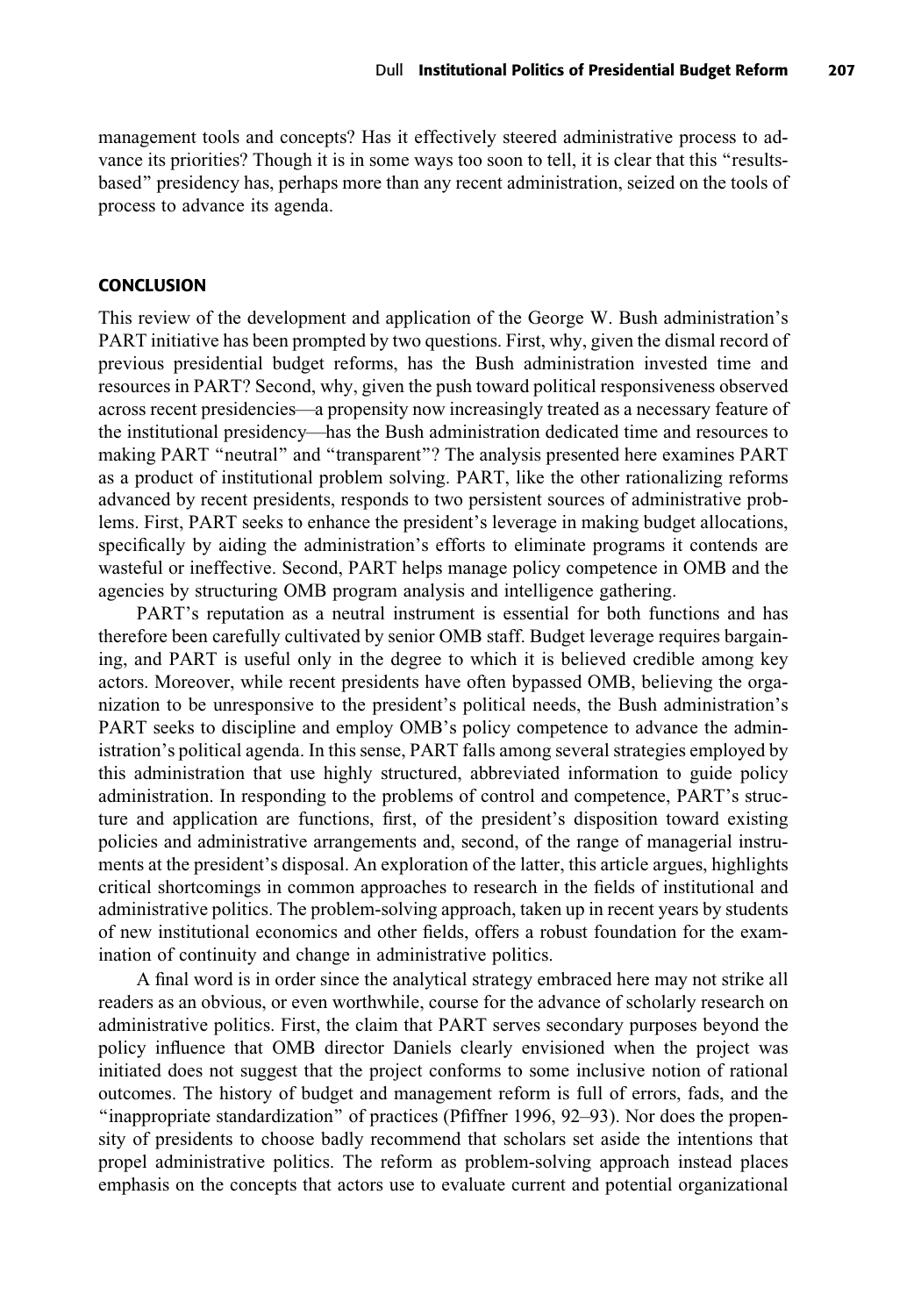management tools and concepts? Has it effectively steered administrative process to advance its priorities? Though it is in some ways too soon to tell, it is clear that this "results-based" presidency has, perhaps more than any recent administration, seized on the tools of process to advance its agenda.

## CONCLUSION

This review of the development and application of the George W. Bush administration's PART initiative has been prompted by two questions. First, why, given the dismal record of previous presidential budget reforms, has the Bush administration invested time and resources in PART? Second, why, given the push toward political responsiveness observed across recent presidencies—a propensity now increasingly treated as a necessary feature of the institutional presidency—has the Bush administration dedicated time and resources to making PART "neutral" and "transparent"? The analysis presented here examines PART as a product of institutional problem solving. PART, like the other rationalizing reforms advanced by recent presidents, responds to two persistent sources of administrative problems. First, PART seeks to enhance the president's leverage in making budget allocations, specifically by aiding the administration's efforts to eliminate programs it contends are wasteful or ineffective. Second, PART helps manage policy competence in OMB and the agencies by structuring OMB program analysis and intelligence gathering.

PART's reputation as a neutral instrument is essential for both functions and has therefore been carefully cultivated by senior OMB staff. Budget leverage requires bargaining, and PART is useful only in the degree to which it is believed credible among key actors. Moreover, while recent presidents have often bypassed OMB, believing the organization to be unresponsive to the president's political needs, the Bush administration's PART seeks to discipline and employ OMB's policy competence to advance the administration's political agenda. In this sense, PART falls among several strategies employed by this administration that use highly structured, abbreviated information to guide policy administration. In responding to the problems of control and competence, PART's structure and application are functions, first, of the president's disposition toward existing policies and administrative arrangements and, second, of the range of managerial instruments at the president's disposal. An exploration of the latter, this article argues, highlights critical shortcomings in common approaches to research in the fields of institutional and administrative politics. The problem-solving approach, taken up in recent years by students of new institutional economics and other fields, offers a robust foundation for the examination of continuity and change in administrative politics.

A final word is in order since the analytical strategy embraced here may not strike all readers as an obvious, or even worthwhile, course for the advance of scholarly research on administrative politics. First, the claim that PART serves secondary purposes beyond the policy influence that OMB director Daniels clearly envisioned when the project was initiated does not suggest that the project conforms to some inclusive notion of rational outcomes. The history of budget and management reform is full of errors, fads, and the "inappropriate standardization" of practices (Pfiffner 1996, 92–93). Nor does the propensity of presidents to choose badly recommend that scholars set aside the intentions that propel administrative politics. The reform as problem-solving approach instead places emphasis on the concepts that actors use to evaluate current and potential organizational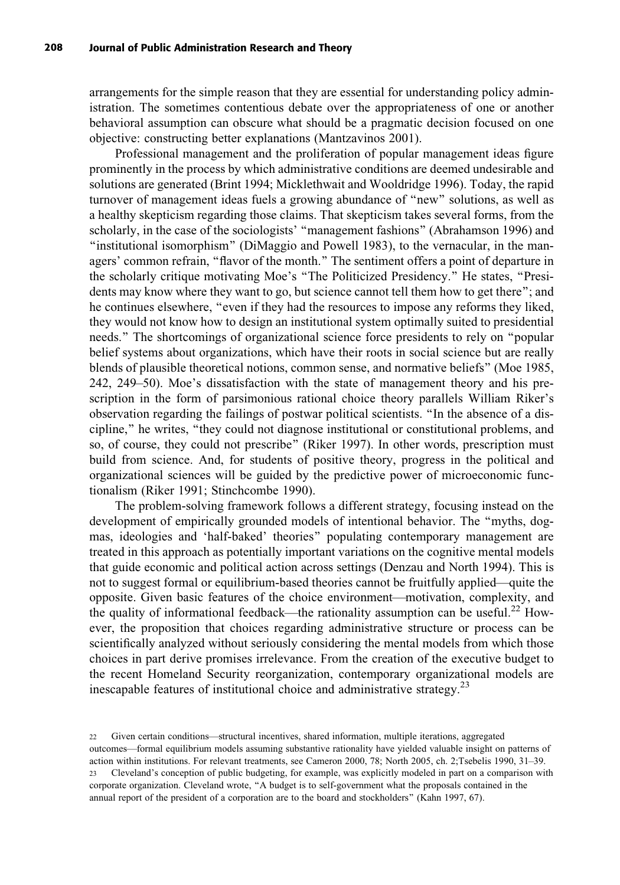arrangements for the simple reason that they are essential for understanding policy administration. The sometimes contentious debate over the appropriateness of one or another behavioral assumption can obscure what should be a pragmatic decision focused on one objective: constructing better explanations (Mantzavinos 2001).

Professional management and the proliferation of popular management ideas figure prominently in the process by which administrative conditions are deemed undesirable and solutions are generated (Brint 1994; Micklethwait and Wooldridge 1996). Today, the rapid turnover of management ideas fuels a growing abundance of "new" solutions, as well as a healthy skepticism regarding those claims. That skepticism takes several forms, from the scholarly, in the case of the sociologists' "management fashions" (Abrahamson 1996) and "institutional isomorphism" (DiMaggio and Powell 1983), to the vernacular, in the managers' common refrain, "flavor of the month." The sentiment offers a point of departure in the scholarly critique motivating Moe's "The Politicized Presidency." He states, "Presidents may know where they want to go, but science cannot tell them how to get there"; and he continues elsewhere, "even if they had the resources to impose any reforms they liked, they would not know how to design an institutional system optimally suited to presidential needs." The shortcomings of organizational science force presidents to rely on "popular belief systems about organizations, which have their roots in social science but are really blends of plausible theoretical notions, common sense, and normative beliefs" (Moe 1985, 242, 249–50). Moe's dissatisfaction with the state of management theory and his prescription in the form of parsimonious rational choice theory parallels William Riker's observation regarding the failings of postwar political scientists. "In the absence of a discipline," he writes, "they could not diagnose institutional or constitutional problems, and so, of course, they could not prescribe" (Riker 1997). In other words, prescription must build from science. And, for students of positive theory, progress in the political and organizational sciences will be guided by the predictive power of microeconomic functionalism (Riker 1991; Stinchcombe 1990).

The problem-solving framework follows a different strategy, focusing instead on the development of empirically grounded models of intentional behavior. The "myths, dogmas, ideologies and 'half-baked' theories" populating contemporary management are treated in this approach as potentially important variations on the cognitive mental models that guide economic and political action across settings (Denzau and North 1994). This is not to suggest formal or equilibrium-based theories cannot be fruitfully applied—quite the opposite. Given basic features of the choice environment—motivation, complexity, and the quality of informational feedback—the rationality assumption can be useful.[22] However, the proposition that choices regarding administrative structure or process can be scientifically analyzed without seriously considering the mental models from which those choices in part derive promises irrelevance. From the creation of the executive budget to the recent Homeland Security reorganization, contemporary organizational models are inescapable features of institutional choice and administrative strategy.[23]

---

22 Given certain conditions—structural incentives, shared information, multiple iterations, aggregated outcomes—formal equilibrium models assuming substantive rationality have yielded valuable insight on patterns of action within institutions. For relevant treatments, see Cameron 2000, 78; North 2005, ch. 2;Tsebelis 1990, 31–39.

23 Cleveland's conception of public budgeting, for example, was explicitly modeled in part on a comparison with corporate organization. Cleveland wrote, "A budget is to self-government what the proposals contained in the annual report of the president of a corporation are to the board and stockholders" (Kahn 1997, 67).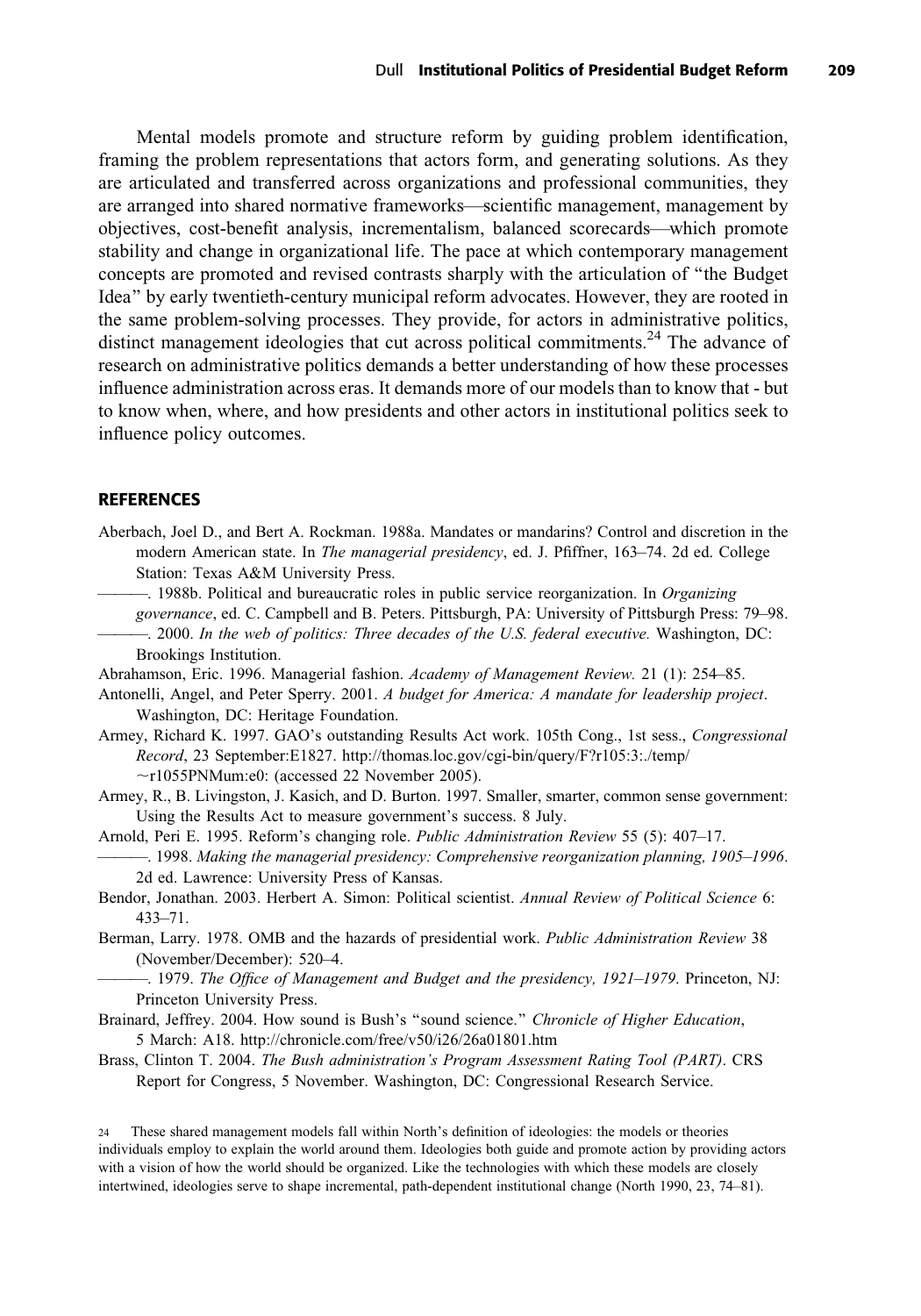Mental models promote and structure reform by guiding problem identification, framing the problem representations that actors form, and generating solutions. As they are articulated and transferred across organizations and professional communities, they are arranged into shared normative frameworks—scientific management, management by objectives, cost-benefit analysis, incrementalism, balanced scorecards—which promote stability and change in organizational life. The pace at which contemporary management concepts are promoted and revised contrasts sharply with the articulation of "the Budget Idea" by early twentieth-century municipal reform advocates. However, they are rooted in the same problem-solving processes. They provide, for actors in administrative politics, distinct management ideologies that cut across political commitments.[24] The advance of research on administrative politics demands a better understanding of how these processes influence administration across eras. It demands more of our models than to know that - but to know when, where, and how presidents and other actors in institutional politics seek to influence policy outcomes.

## REFERENCES

Aberbach, Joel D., and Bert A. Rockman. 1988a. Mandates or mandarins? Control and discretion in the modern American state. In *The managerial presidency*, ed. J. Pfiffner, 163–74. 2d ed. College Station: Texas A&M University Press.

———. 1988b. Political and bureaucratic roles in public service reorganization. In *Organizing governance*, ed. C. Campbell and B. Peters. Pittsburgh, PA: University of Pittsburgh Press: 79–98.

———. 2000. *In the web of politics: Three decades of the U.S. federal executive.* Washington, DC: Brookings Institution.

Abrahamson, Eric. 1996. Managerial fashion. *Academy of Management Review.* 21 (1): 254–85.

Antonelli, Angel, and Peter Sperry. 2001. *A budget for America: A mandate for leadership project*. Washington, DC: Heritage Foundation.

Armey, Richard K. 1997. GAO's outstanding Results Act work. 105th Cong., 1st sess., *Congressional Record*, 23 September:E1827. http://thomas.loc.gov/cgi-bin/query/F?r105:3:./temp/~r1055PNMum:e0: (accessed 22 November 2005).

Armey, R., B. Livingston, J. Kasich, and D. Burton. 1997. Smaller, smarter, common sense government: Using the Results Act to measure government's success. 8 July.

Arnold, Peri E. 1995. Reform's changing role. *Public Administration Review* 55 (5): 407–17.

———. 1998. *Making the managerial presidency: Comprehensive reorganization planning, 1905–1996*. 2d ed. Lawrence: University Press of Kansas.

Bendor, Jonathan. 2003. Herbert A. Simon: Political scientist. *Annual Review of Political Science* 6: 433–71.

Berman, Larry. 1978. OMB and the hazards of presidential work. *Public Administration Review* 38 (November/December): 520–4.

———. 1979. *The Office of Management and Budget and the presidency, 1921–1979*. Princeton, NJ: Princeton University Press.

Brainard, Jeffrey. 2004. How sound is Bush's "sound science." *Chronicle of Higher Education*, 5 March: A18. http://chronicle.com/free/v50/i26/26a01801.htm

Brass, Clinton T. 2004. *The Bush administration's Program Assessment Rating Tool (PART)*. CRS Report for Congress, 5 November. Washington, DC: Congressional Research Service.

---

[24] These shared management models fall within North's definition of ideologies: the models or theories individuals employ to explain the world around them. Ideologies both guide and promote action by providing actors with a vision of how the world should be organized. Like the technologies with which these models are closely intertwined, ideologies serve to shape incremental, path-dependent institutional change (North 1990, 23, 74–81).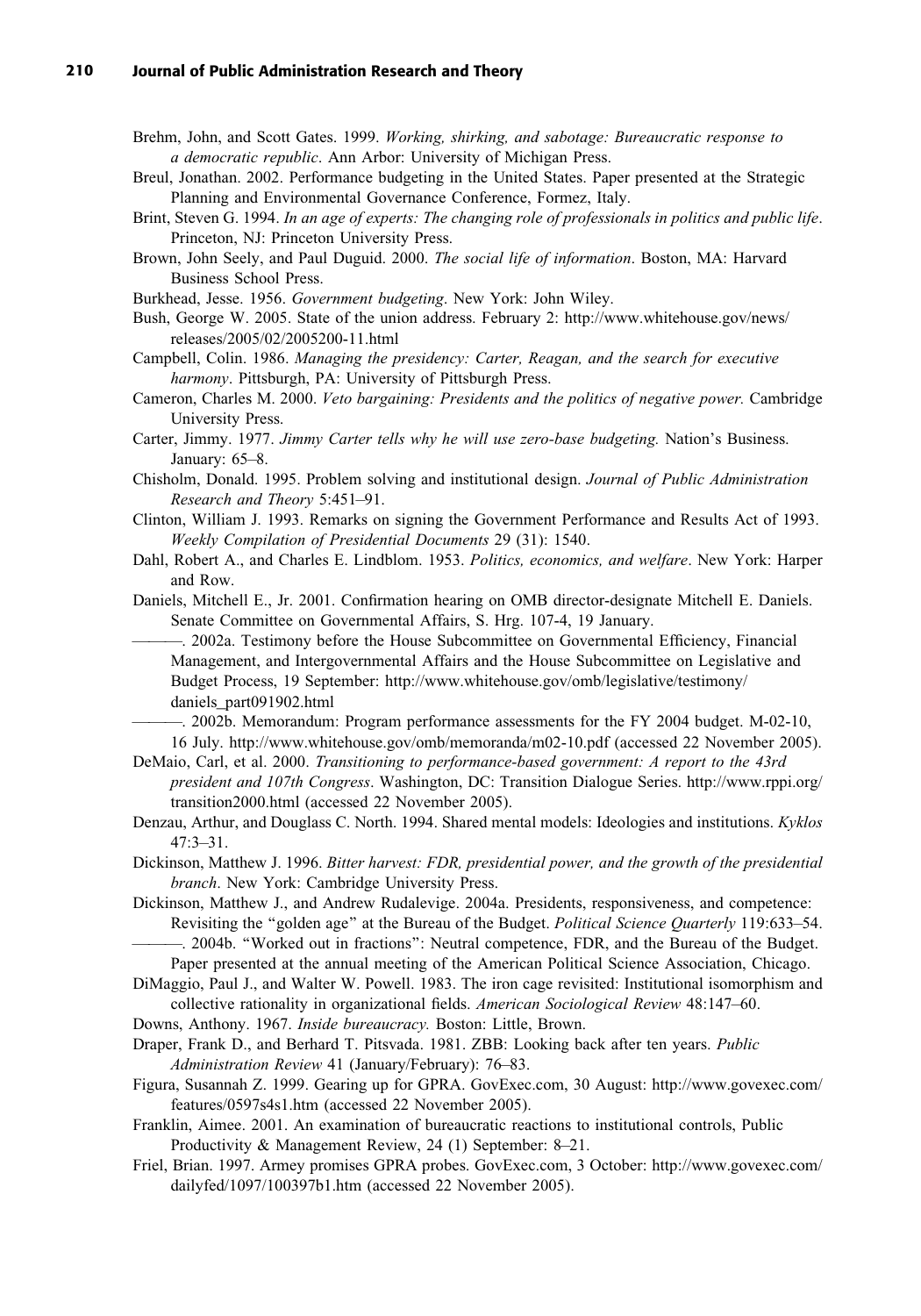Brehm, John, and Scott Gates. 1999. *Working, shirking, and sabotage: Bureaucratic response to a democratic republic*. Ann Arbor: University of Michigan Press.

Breul, Jonathan. 2002. Performance budgeting in the United States. Paper presented at the Strategic Planning and Environmental Governance Conference, Formez, Italy.

Brint, Steven G. 1994. *In an age of experts: The changing role of professionals in politics and public life*. Princeton, NJ: Princeton University Press.

Brown, John Seely, and Paul Duguid. 2000. *The social life of information*. Boston, MA: Harvard Business School Press.

Burkhead, Jesse. 1956. *Government budgeting*. New York: John Wiley.

Bush, George W. 2005. State of the union address. February 2: http://www.whitehouse.gov/news/releases/2005/02/2005200-11.html

Campbell, Colin. 1986. *Managing the presidency: Carter, Reagan, and the search for executive harmony*. Pittsburgh, PA: University of Pittsburgh Press.

Cameron, Charles M. 2000. *Veto bargaining: Presidents and the politics of negative power.* Cambridge University Press.

Carter, Jimmy. 1977. *Jimmy Carter tells why he will use zero-base budgeting.* Nation's Business. January: 65–8.

Chisholm, Donald. 1995. Problem solving and institutional design. *Journal of Public Administration Research and Theory* 5:451–91.

Clinton, William J. 1993. Remarks on signing the Government Performance and Results Act of 1993. *Weekly Compilation of Presidential Documents* 29 (31): 1540.

Dahl, Robert A., and Charles E. Lindblom. 1953. *Politics, economics, and welfare*. New York: Harper and Row.

Daniels, Mitchell E., Jr. 2001. Confirmation hearing on OMB director-designate Mitchell E. Daniels. Senate Committee on Governmental Affairs, S. Hrg. 107-4, 19 January.

———. 2002a. Testimony before the House Subcommittee on Governmental Efficiency, Financial Management, and Intergovernmental Affairs and the House Subcommittee on Legislative and Budget Process, 19 September: http://www.whitehouse.gov/omb/legislative/testimony/daniels_part091902.html

———. 2002b. Memorandum: Program performance assessments for the FY 2004 budget. M-02-10, 16 July. http://www.whitehouse.gov/omb/memoranda/m02-10.pdf (accessed 22 November 2005).

DeMaio, Carl, et al. 2000. *Transitioning to performance-based government: A report to the 43rd president and 107th Congress*. Washington, DC: Transition Dialogue Series. http://www.rppi.org/transition2000.html (accessed 22 November 2005).

Denzau, Arthur, and Douglass C. North. 1994. Shared mental models: Ideologies and institutions. *Kyklos* 47:3–31.

Dickinson, Matthew J. 1996. *Bitter harvest: FDR, presidential power, and the growth of the presidential branch*. New York: Cambridge University Press.

Dickinson, Matthew J., and Andrew Rudalevige. 2004a. Presidents, responsiveness, and competence: Revisiting the "golden age" at the Bureau of the Budget. *Political Science Quarterly* 119:633–54.

———. 2004b. "Worked out in fractions": Neutral competence, FDR, and the Bureau of the Budget. Paper presented at the annual meeting of the American Political Science Association, Chicago.

DiMaggio, Paul J., and Walter W. Powell. 1983. The iron cage revisited: Institutional isomorphism and collective rationality in organizational fields. *American Sociological Review* 48:147–60.

Downs, Anthony. 1967. *Inside bureaucracy.* Boston: Little, Brown.

Draper, Frank D., and Berhard T. Pitsvada. 1981. ZBB: Looking back after ten years. *Public Administration Review* 41 (January/February): 76–83.

Figura, Susannah Z. 1999. Gearing up for GPRA. GovExec.com, 30 August: http://www.govexec.com/features/0597s4s1.htm (accessed 22 November 2005).

Franklin, Aimee. 2001. An examination of bureaucratic reactions to institutional controls, Public Productivity & Management Review, 24 (1) September: 8–21.

Friel, Brian. 1997. Armey promises GPRA probes. GovExec.com, 3 October: http://www.govexec.com/dailyfed/1097/100397b1.htm (accessed 22 November 2005).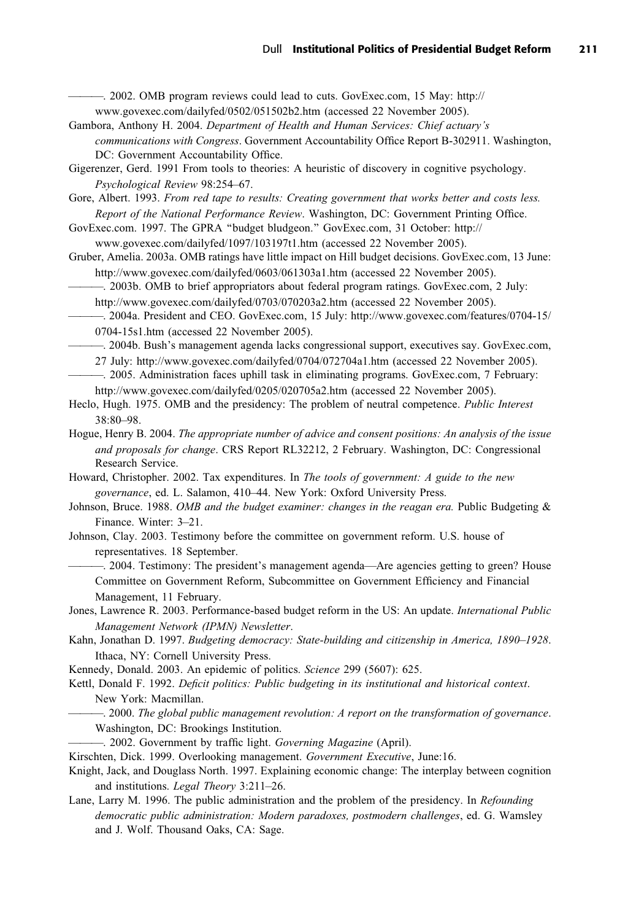———. 2002. OMB program reviews could lead to cuts. GovExec.com, 15 May: http://www.govexec.com/dailyfed/0502/051502b2.htm (accessed 22 November 2005).

Gambora, Anthony H. 2004. *Department of Health and Human Services: Chief actuary's communications with Congress*. Government Accountability Office Report B-302911. Washington, DC: Government Accountability Office.

Gigerenzer, Gerd. 1991 From tools to theories: A heuristic of discovery in cognitive psychology. *Psychological Review* 98:254–67.

Gore, Albert. 1993. *From red tape to results: Creating government that works better and costs less. Report of the National Performance Review*. Washington, DC: Government Printing Office.

GovExec.com. 1997. The GPRA "budget bludgeon." GovExec.com, 31 October: http://www.govexec.com/dailyfed/1097/103197t1.htm (accessed 22 November 2005).

Gruber, Amelia. 2003a. OMB ratings have little impact on Hill budget decisions. GovExec.com, 13 June: http://www.govexec.com/dailyfed/0603/061303a1.htm (accessed 22 November 2005).

———. 2003b. OMB to brief appropriators about federal program ratings. GovExec.com, 2 July: http://www.govexec.com/dailyfed/0703/070203a2.htm (accessed 22 November 2005).

———. 2004a. President and CEO. GovExec.com, 15 July: http://www.govexec.com/features/0704-15/0704-15s1.htm (accessed 22 November 2005).

———. 2004b. Bush's management agenda lacks congressional support, executives say. GovExec.com, 27 July: http://www.govexec.com/dailyfed/0704/072704a1.htm (accessed 22 November 2005).

———. 2005. Administration faces uphill task in eliminating programs. GovExec.com, 7 February: http://www.govexec.com/dailyfed/0205/020705a2.htm (accessed 22 November 2005).

Heclo, Hugh. 1975. OMB and the presidency: The problem of neutral competence. *Public Interest* 38:80–98.

Hogue, Henry B. 2004. *The appropriate number of advice and consent positions: An analysis of the issue and proposals for change*. CRS Report RL32212, 2 February. Washington, DC: Congressional Research Service.

Howard, Christopher. 2002. Tax expenditures. In *The tools of government: A guide to the new governance*, ed. L. Salamon, 410–44. New York: Oxford University Press.

Johnson, Bruce. 1988. *OMB and the budget examiner: changes in the reagan era.* Public Budgeting & Finance. Winter: 3–21.

Johnson, Clay. 2003. Testimony before the committee on government reform. U.S. house of representatives. 18 September.

———. 2004. Testimony: The president's management agenda—Are agencies getting to green? House Committee on Government Reform, Subcommittee on Government Efficiency and Financial Management, 11 February.

Jones, Lawrence R. 2003. Performance-based budget reform in the US: An update. *International Public Management Network (IPMN) Newsletter*.

Kahn, Jonathan D. 1997. *Budgeting democracy: State-building and citizenship in America, 1890–1928*. Ithaca, NY: Cornell University Press.

Kennedy, Donald. 2003. An epidemic of politics. *Science* 299 (5607): 625.

Kettl, Donald F. 1992. *Deficit politics: Public budgeting in its institutional and historical context*. New York: Macmillan.

———. 2000. *The global public management revolution: A report on the transformation of governance*. Washington, DC: Brookings Institution.

———. 2002. Government by traffic light. *Governing Magazine* (April).

Kirschten, Dick. 1999. Overlooking management. *Government Executive*, June:16.

Knight, Jack, and Douglass North. 1997. Explaining economic change: The interplay between cognition and institutions. *Legal Theory* 3:211–26.

Lane, Larry M. 1996. The public administration and the problem of the presidency. In *Refounding democratic public administration: Modern paradoxes, postmodern challenges*, ed. G. Wamsley and J. Wolf. Thousand Oaks, CA: Sage.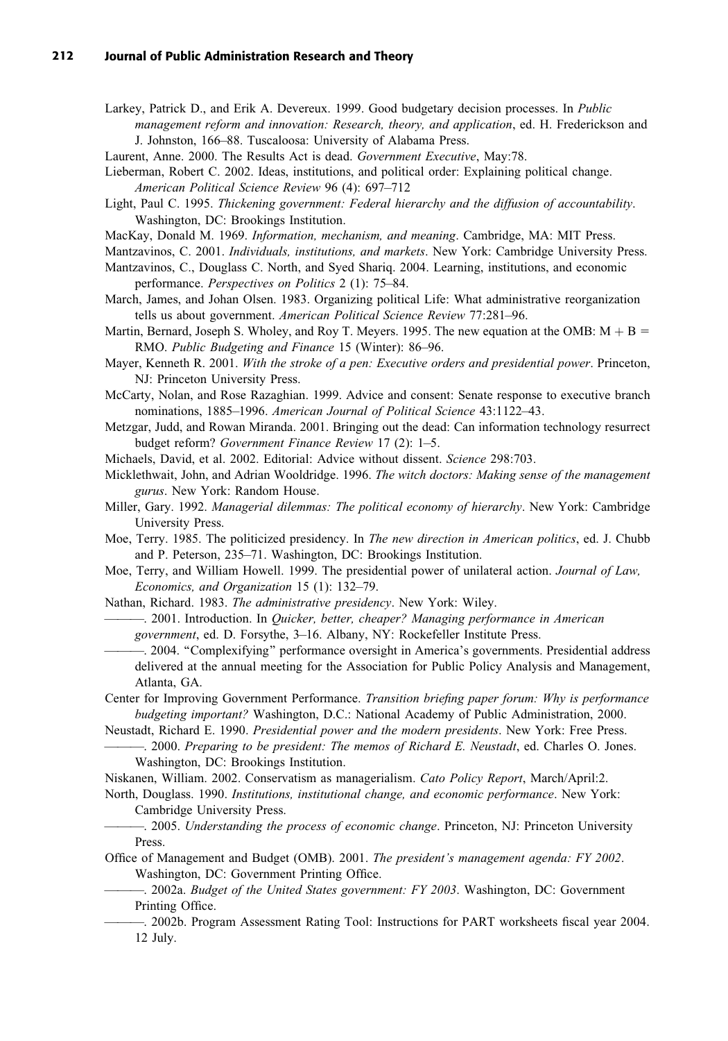Larkey, Patrick D., and Erik A. Devereux. 1999. Good budgetary decision processes. In *Public management reform and innovation: Research, theory, and application*, ed. H. Frederickson and J. Johnston, 166–88. Tuscaloosa: University of Alabama Press.

Laurent, Anne. 2000. The Results Act is dead. *Government Executive*, May:78.

Lieberman, Robert C. 2002. Ideas, institutions, and political order: Explaining political change. *American Political Science Review* 96 (4): 697–712

Light, Paul C. 1995. *Thickening government: Federal hierarchy and the diffusion of accountability*. Washington, DC: Brookings Institution.

MacKay, Donald M. 1969. *Information, mechanism, and meaning*. Cambridge, MA: MIT Press.

Mantzavinos, C. 2001. *Individuals, institutions, and markets*. New York: Cambridge University Press.

Mantzavinos, C., Douglass C. North, and Syed Shariq. 2004. Learning, institutions, and economic performance. *Perspectives on Politics* 2 (1): 75–84.

March, James, and Johan Olsen. 1983. Organizing political Life: What administrative reorganization tells us about government. *American Political Science Review* 77:281–96.

Martin, Bernard, Joseph S. Wholey, and Roy T. Meyers. 1995. The new equation at the OMB: M + B = RMO. *Public Budgeting and Finance* 15 (Winter): 86–96.

Mayer, Kenneth R. 2001. *With the stroke of a pen: Executive orders and presidential power*. Princeton, NJ: Princeton University Press.

McCarty, Nolan, and Rose Razaghian. 1999. Advice and consent: Senate response to executive branch nominations, 1885–1996. *American Journal of Political Science* 43:1122–43.

Metzgar, Judd, and Rowan Miranda. 2001. Bringing out the dead: Can information technology resurrect budget reform? *Government Finance Review* 17 (2): 1–5.

Michaels, David, et al. 2002. Editorial: Advice without dissent. *Science* 298:703.

Micklethwait, John, and Adrian Wooldridge. 1996. *The witch doctors: Making sense of the management gurus*. New York: Random House.

Miller, Gary. 1992. *Managerial dilemmas: The political economy of hierarchy*. New York: Cambridge University Press.

Moe, Terry. 1985. The politicized presidency. In *The new direction in American politics*, ed. J. Chubb and P. Peterson, 235–71. Washington, DC: Brookings Institution.

Moe, Terry, and William Howell. 1999. The presidential power of unilateral action. *Journal of Law, Economics, and Organization* 15 (1): 132–79.

Nathan, Richard. 1983. *The administrative presidency*. New York: Wiley.

———. 2001. Introduction. In *Quicker, better, cheaper? Managing performance in American government*, ed. D. Forsythe, 3–16. Albany, NY: Rockefeller Institute Press.

———. 2004. "Complexifying" performance oversight in America's governments. Presidential address delivered at the annual meeting for the Association for Public Policy Analysis and Management, Atlanta, GA.

Center for Improving Government Performance. *Transition briefing paper forum: Why is performance budgeting important?* Washington, D.C.: National Academy of Public Administration, 2000.

Neustadt, Richard E. 1990. *Presidential power and the modern presidents*. New York: Free Press.

———. 2000. *Preparing to be president: The memos of Richard E. Neustadt*, ed. Charles O. Jones. Washington, DC: Brookings Institution.

Niskanen, William. 2002. Conservatism as managerialism. *Cato Policy Report*, March/April:2.

North, Douglass. 1990. *Institutions, institutional change, and economic performance*. New York: Cambridge University Press.

———. 2005. *Understanding the process of economic change*. Princeton, NJ: Princeton University Press.

Office of Management and Budget (OMB). 2001. *The president's management agenda: FY 2002*. Washington, DC: Government Printing Office.

———. 2002a. *Budget of the United States government: FY 2003*. Washington, DC: Government Printing Office.

———. 2002b. Program Assessment Rating Tool: Instructions for PART worksheets fiscal year 2004. 12 July.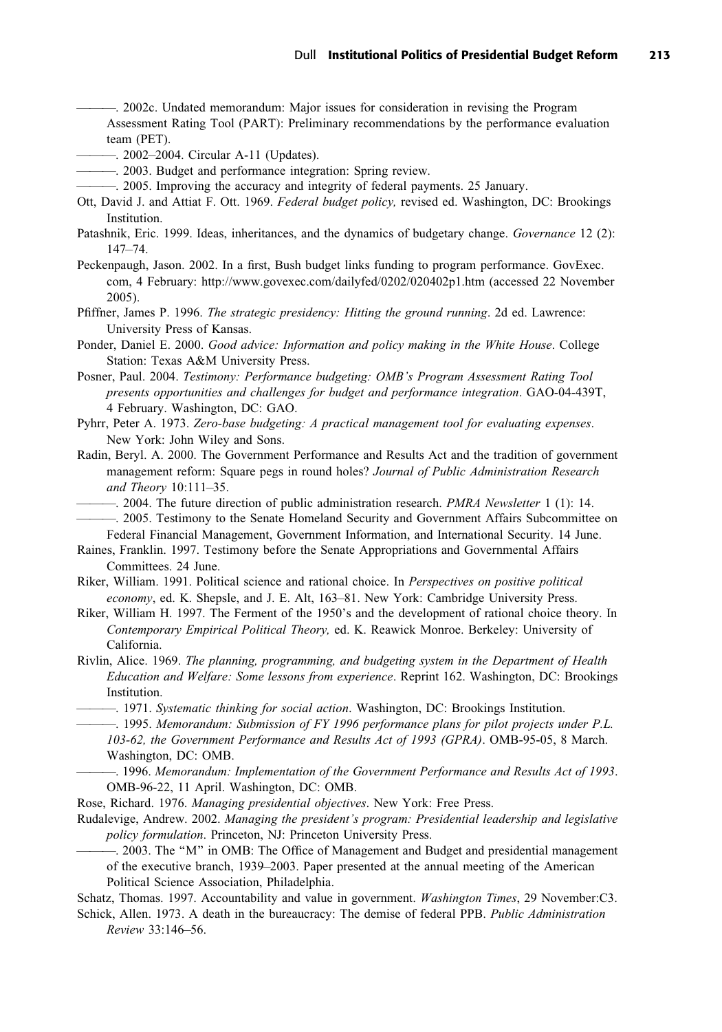———. 2002c. Undated memorandum: Major issues for consideration in revising the Program Assessment Rating Tool (PART): Preliminary recommendations by the performance evaluation team (PET).

———. 2002–2004. Circular A-11 (Updates).

———. 2003. Budget and performance integration: Spring review.

———. 2005. Improving the accuracy and integrity of federal payments. 25 January.

Ott, David J. and Attiat F. Ott. 1969. *Federal budget policy,* revised ed. Washington, DC: Brookings Institution.

Patashnik, Eric. 1999. Ideas, inheritances, and the dynamics of budgetary change. *Governance* 12 (2): 147–74.

Peckenpaugh, Jason. 2002. In a first, Bush budget links funding to program performance. GovExec.com, 4 February: http://www.govexec.com/dailyfed/0202/020402p1.htm (accessed 22 November 2005).

Pfiffner, James P. 1996. *The strategic presidency: Hitting the ground running*. 2d ed. Lawrence: University Press of Kansas.

Ponder, Daniel E. 2000. *Good advice: Information and policy making in the White House*. College Station: Texas A&M University Press.

Posner, Paul. 2004. *Testimony: Performance budgeting: OMB's Program Assessment Rating Tool presents opportunities and challenges for budget and performance integration*. GAO-04-439T, 4 February. Washington, DC: GAO.

Pyhrr, Peter A. 1973. *Zero-base budgeting: A practical management tool for evaluating expenses*. New York: John Wiley and Sons.

Radin, Beryl. A. 2000. The Government Performance and Results Act and the tradition of government management reform: Square pegs in round holes? *Journal of Public Administration Research and Theory* 10:111–35.

———. 2004. The future direction of public administration research. *PMRA Newsletter* 1 (1): 14.

———. 2005. Testimony to the Senate Homeland Security and Government Affairs Subcommittee on Federal Financial Management, Government Information, and International Security. 14 June.

Raines, Franklin. 1997. Testimony before the Senate Appropriations and Governmental Affairs Committees. 24 June.

Riker, William. 1991. Political science and rational choice. In *Perspectives on positive political economy*, ed. K. Shepsle, and J. E. Alt, 163–81. New York: Cambridge University Press.

Riker, William H. 1997. The Ferment of the 1950's and the development of rational choice theory. In *Contemporary Empirical Political Theory,* ed. K. Reawick Monroe. Berkeley: University of California.

Rivlin, Alice. 1969. *The planning, programming, and budgeting system in the Department of Health Education and Welfare: Some lessons from experience*. Reprint 162. Washington, DC: Brookings Institution.

———. 1971. *Systematic thinking for social action*. Washington, DC: Brookings Institution.

———. 1995. *Memorandum: Submission of FY 1996 performance plans for pilot projects under P.L. 103-62, the Government Performance and Results Act of 1993 (GPRA)*. OMB-95-05, 8 March. Washington, DC: OMB.

———. 1996. *Memorandum: Implementation of the Government Performance and Results Act of 1993*. OMB-96-22, 11 April. Washington, DC: OMB.

Rose, Richard. 1976. *Managing presidential objectives*. New York: Free Press.

Rudalevige, Andrew. 2002. *Managing the president's program: Presidential leadership and legislative policy formulation*. Princeton, NJ: Princeton University Press.

———. 2003. The "M" in OMB: The Office of Management and Budget and presidential management of the executive branch, 1939–2003. Paper presented at the annual meeting of the American Political Science Association, Philadelphia.

Schatz, Thomas. 1997. Accountability and value in government. *Washington Times*, 29 November:C3.

Schick, Allen. 1973. A death in the bureaucracy: The demise of federal PPB. *Public Administration Review* 33:146–56.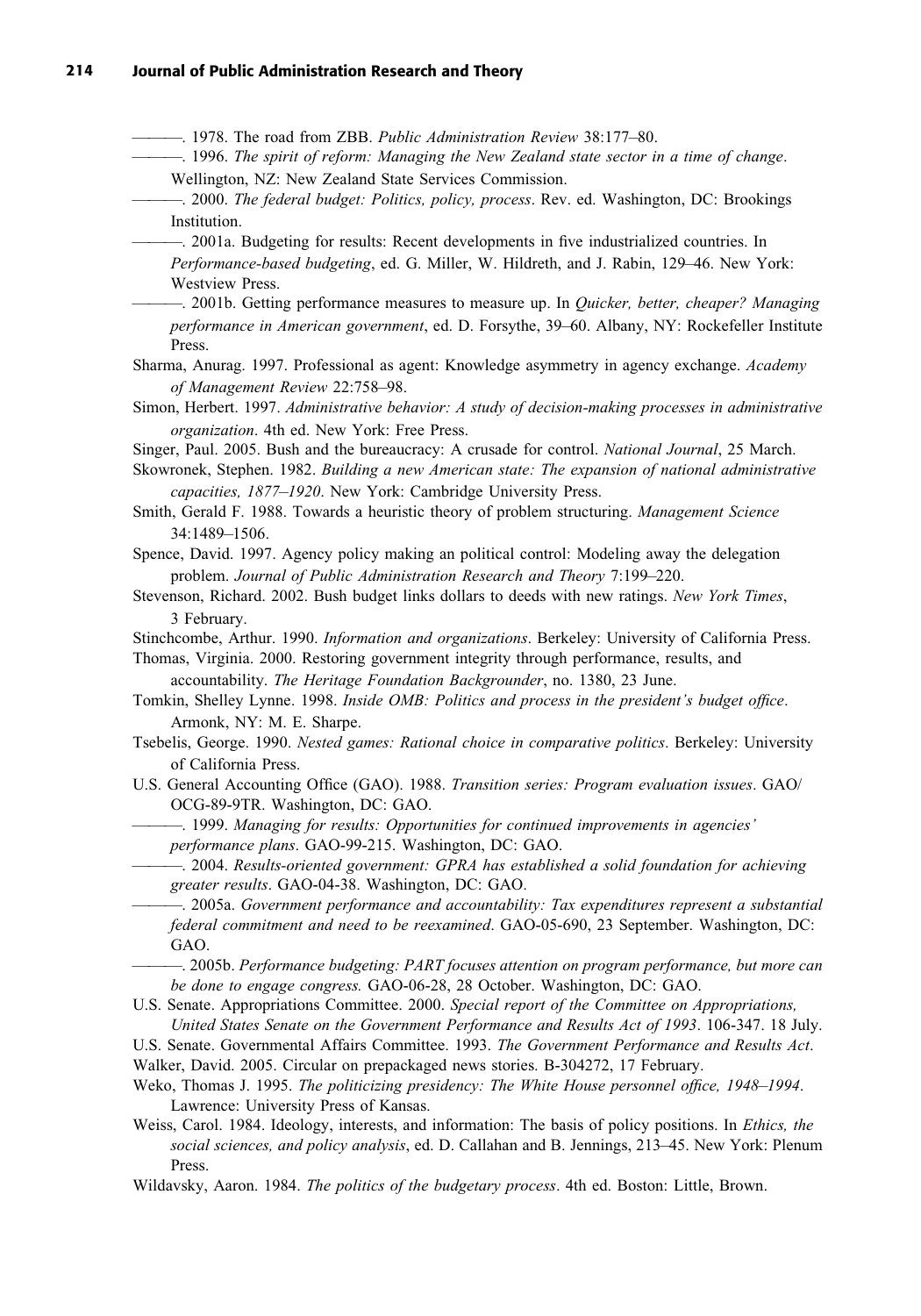———. 1978. The road from ZBB. *Public Administration Review* 38:177–80.

———. 1996. *The spirit of reform: Managing the New Zealand state sector in a time of change*. Wellington, NZ: New Zealand State Services Commission.

———. 2000. *The federal budget: Politics, policy, process*. Rev. ed. Washington, DC: Brookings Institution.

———. 2001a. Budgeting for results: Recent developments in five industrialized countries. In *Performance-based budgeting*, ed. G. Miller, W. Hildreth, and J. Rabin, 129–46. New York: Westview Press.

———. 2001b. Getting performance measures to measure up. In *Quicker, better, cheaper? Managing performance in American government*, ed. D. Forsythe, 39–60. Albany, NY: Rockefeller Institute Press.

Sharma, Anurag. 1997. Professional as agent: Knowledge asymmetry in agency exchange. *Academy of Management Review* 22:758–98.

Simon, Herbert. 1997. *Administrative behavior: A study of decision-making processes in administrative organization*. 4th ed. New York: Free Press.

Singer, Paul. 2005. Bush and the bureaucracy: A crusade for control. *National Journal*, 25 March.

Skowronek, Stephen. 1982. *Building a new American state: The expansion of national administrative capacities, 1877–1920*. New York: Cambridge University Press.

Smith, Gerald F. 1988. Towards a heuristic theory of problem structuring. *Management Science* 34:1489–1506.

Spence, David. 1997. Agency policy making an political control: Modeling away the delegation problem. *Journal of Public Administration Research and Theory* 7:199–220.

Stevenson, Richard. 2002. Bush budget links dollars to deeds with new ratings. *New York Times*, 3 February.

Stinchcombe, Arthur. 1990. *Information and organizations*. Berkeley: University of California Press.

Thomas, Virginia. 2000. Restoring government integrity through performance, results, and accountability. *The Heritage Foundation Backgrounder*, no. 1380, 23 June.

Tomkin, Shelley Lynne. 1998. *Inside OMB: Politics and process in the president's budget office*. Armonk, NY: M. E. Sharpe.

Tsebelis, George. 1990. *Nested games: Rational choice in comparative politics*. Berkeley: University of California Press.

U.S. General Accounting Office (GAO). 1988. *Transition series: Program evaluation issues*. GAO/OCG-89-9TR. Washington, DC: GAO.

———. 1999. *Managing for results: Opportunities for continued improvements in agencies' performance plans*. GAO-99-215. Washington, DC: GAO.

———. 2004. *Results-oriented government: GPRA has established a solid foundation for achieving greater results*. GAO-04-38. Washington, DC: GAO.

———. 2005a. *Government performance and accountability: Tax expenditures represent a substantial federal commitment and need to be reexamined*. GAO-05-690, 23 September. Washington, DC: GAO.

———. 2005b. *Performance budgeting: PART focuses attention on program performance, but more can be done to engage congress.* GAO-06-28, 28 October. Washington, DC: GAO.

U.S. Senate. Appropriations Committee. 2000. *Special report of the Committee on Appropriations, United States Senate on the Government Performance and Results Act of 1993*. 106-347. 18 July.

U.S. Senate. Governmental Affairs Committee. 1993. *The Government Performance and Results Act*.

Walker, David. 2005. Circular on prepackaged news stories. B-304272, 17 February.

Weko, Thomas J. 1995. *The politicizing presidency: The White House personnel office, 1948–1994*. Lawrence: University Press of Kansas.

Weiss, Carol. 1984. Ideology, interests, and information: The basis of policy positions. In *Ethics, the social sciences, and policy analysis*, ed. D. Callahan and B. Jennings, 213–45. New York: Plenum Press.

Wildavsky, Aaron. 1984. *The politics of the budgetary process*. 4th ed. Boston: Little, Brown.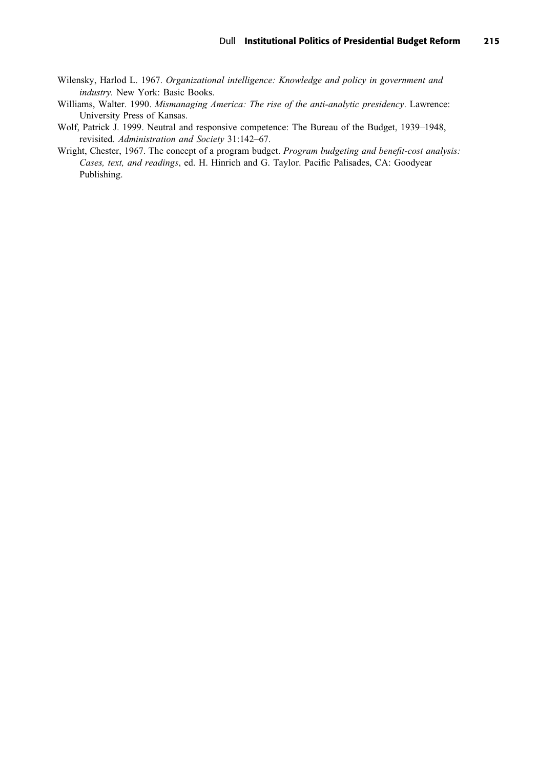Wilensky, Harlod L. 1967. *Organizational intelligence: Knowledge and policy in government and industry.* New York: Basic Books.

Williams, Walter. 1990. *Mismanaging America: The rise of the anti-analytic presidency*. Lawrence: University Press of Kansas.

Wolf, Patrick J. 1999. Neutral and responsive competence: The Bureau of the Budget, 1939–1948, revisited. *Administration and Society* 31:142–67.

Wright, Chester, 1967. The concept of a program budget. *Program budgeting and benefit-cost analysis: Cases, text, and readings*, ed. H. Hinrich and G. Taylor. Pacific Palisades, CA: Goodyear Publishing.